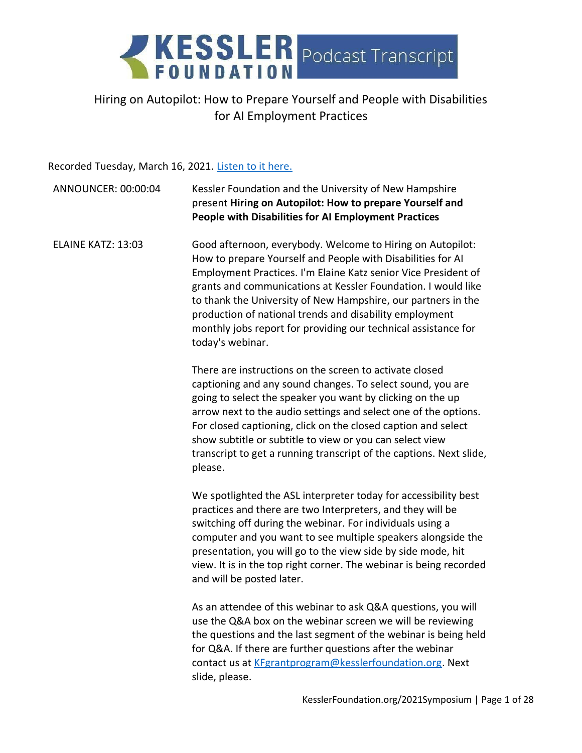# KESSLER FOUNDATION Podcast Transcript

## Hiring on Autopilot: How to Prepare Yourself and People with Disabilities for AI Employment Practices

Recorded Tuesday, March 16, 2021. [Listen to it here.]()

| | |
|---|---|
| ANNOUNCER: 00:00:04 | Kessler Foundation and the University of New Hampshire present **Hiring on Autopilot: How to prepare Yourself and People with Disabilities for AI Employment Practices** |
| ELAINE KATZ: 13:03 | Good afternoon, everybody. Welcome to Hiring on Autopilot: How to prepare Yourself and People with Disabilities for AI Employment Practices. I'm Elaine Katz senior Vice President of grants and communications at Kessler Foundation. I would like to thank the University of New Hampshire, our partners in the production of national trends and disability employment monthly jobs report for providing our technical assistance for today's webinar.<br><br>There are instructions on the screen to activate closed captioning and any sound changes. To select sound, you are going to select the speaker you want by clicking on the up arrow next to the audio settings and select one of the options. For closed captioning, click on the closed caption and select show subtitle or subtitle to view or you can select view transcript to get a running transcript of the captions. Next slide, please.<br><br>We spotlighted the ASL interpreter today for accessibility best practices and there are two Interpreters, and they will be switching off during the webinar. For individuals using a computer and you want to see multiple speakers alongside the presentation, you will go to the view side by side mode, hit view. It is in the top right corner. The webinar is being recorded and will be posted later.<br><br>As an attendee of this webinar to ask Q&A questions, you will use the Q&A box on the webinar screen we will be reviewing the questions and the last segment of the webinar is being held for Q&A. If there are further questions after the webinar contact us at [KFgrantprogram@kesslerfoundation.org](mailto:KFgrantprogram@kesslerfoundation.org). Next slide, please. |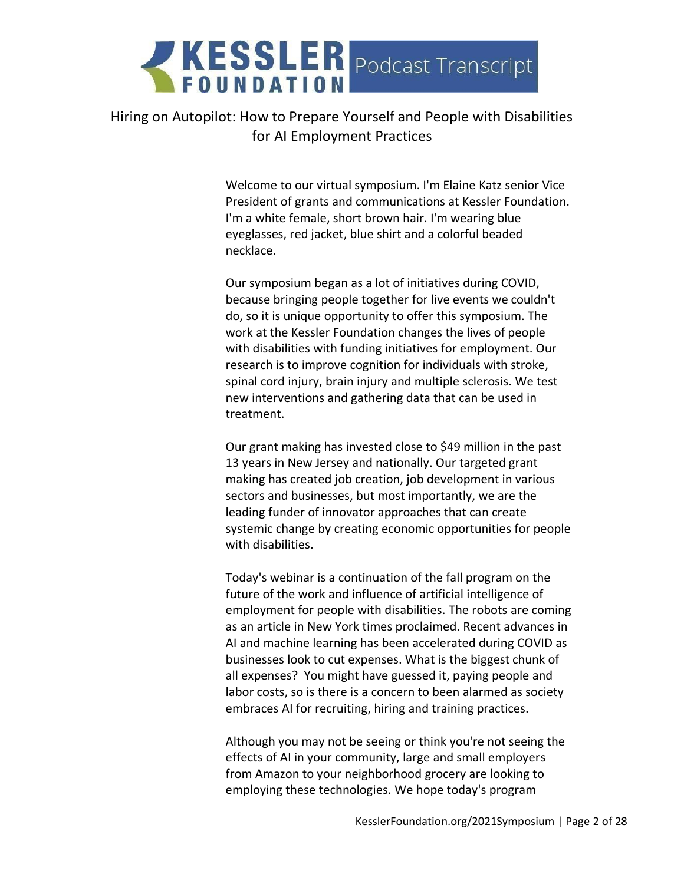Welcome to our virtual symposium. I'm Elaine Katz senior Vice President of grants and communications at Kessler Foundation. I'm a white female, short brown hair. I'm wearing blue eyeglasses, red jacket, blue shirt and a colorful beaded necklace.

Our symposium began as a lot of initiatives during COVID, because bringing people together for live events we couldn't do, so it is unique opportunity to offer this symposium. The work at the Kessler Foundation changes the lives of people with disabilities with funding initiatives for employment. Our research is to improve cognition for individuals with stroke, spinal cord injury, brain injury and multiple sclerosis. We test new interventions and gathering data that can be used in treatment.

Our grant making has invested close to $49 million in the past 13 years in New Jersey and nationally. Our targeted grant making has created job creation, job development in various sectors and businesses, but most importantly, we are the leading funder of innovator approaches that can create systemic change by creating economic opportunities for people with disabilities.

Today's webinar is a continuation of the fall program on the future of the work and influence of artificial intelligence of employment for people with disabilities. The robots are coming as an article in New York times proclaimed. Recent advances in AI and machine learning has been accelerated during COVID as businesses look to cut expenses. What is the biggest chunk of all expenses? You might have guessed it, paying people and labor costs, so is there is a concern to been alarmed as society embraces AI for recruiting, hiring and training practices.

Although you may not be seeing or think you're not seeing the effects of AI in your community, large and small employers from Amazon to your neighborhood grocery are looking to employing these technologies. We hope today's program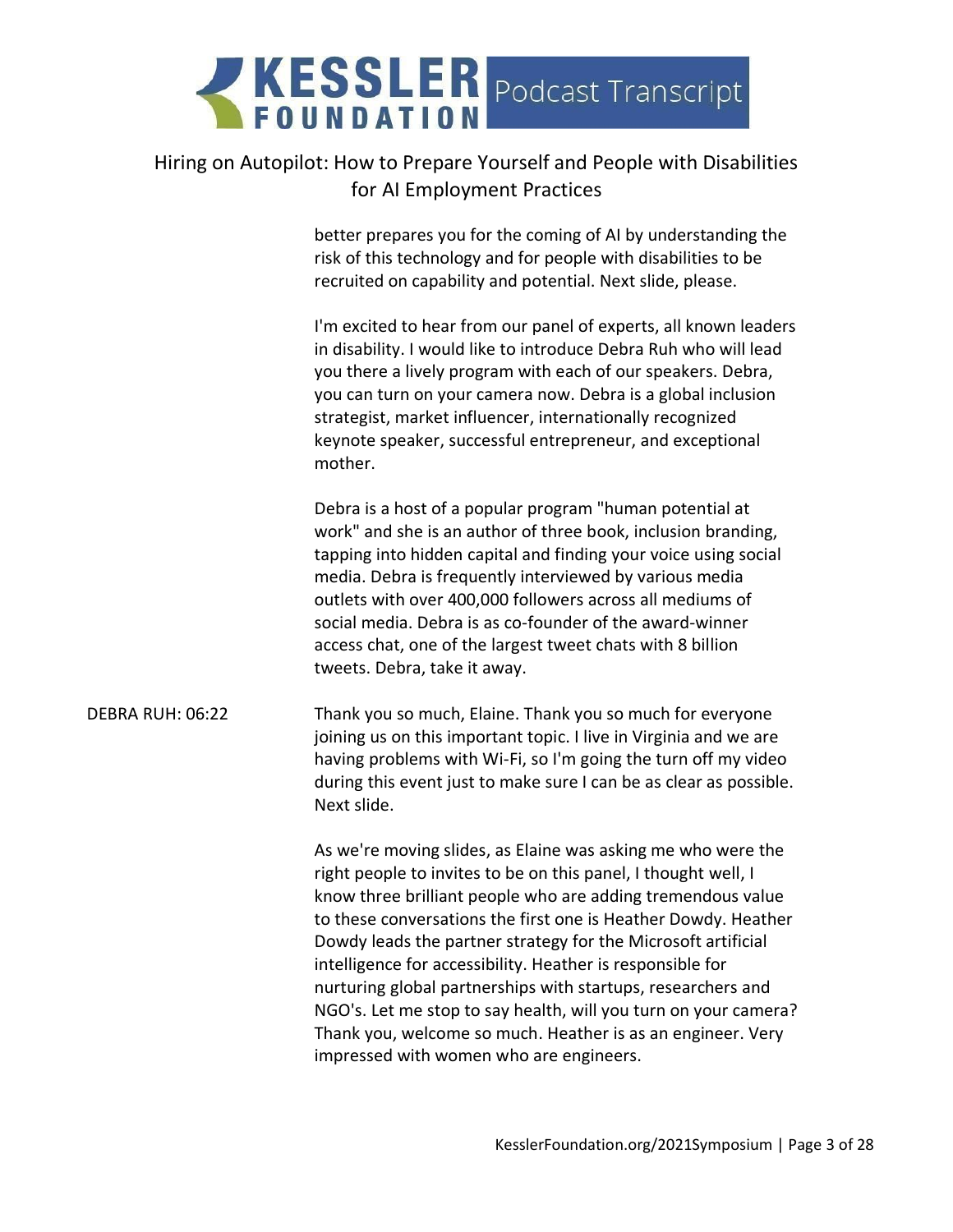better prepares you for the coming of AI by understanding the risk of this technology and for people with disabilities to be recruited on capability and potential. Next slide, please.

I'm excited to hear from our panel of experts, all known leaders in disability. I would like to introduce Debra Ruh who will lead you there a lively program with each of our speakers. Debra, you can turn on your camera now. Debra is a global inclusion strategist, market influencer, internationally recognized keynote speaker, successful entrepreneur, and exceptional mother.

Debra is a host of a popular program "human potential at work" and she is an author of three book, inclusion branding, tapping into hidden capital and finding your voice using social media. Debra is frequently interviewed by various media outlets with over 400,000 followers across all mediums of social media. Debra is as co-founder of the award-winner access chat, one of the largest tweet chats with 8 billion tweets. Debra, take it away.

DEBRA RUH: 06:22

Thank you so much, Elaine. Thank you so much for everyone joining us on this important topic. I live in Virginia and we are having problems with Wi-Fi, so I'm going the turn off my video during this event just to make sure I can be as clear as possible. Next slide.

As we're moving slides, as Elaine was asking me who were the right people to invites to be on this panel, I thought well, I know three brilliant people who are adding tremendous value to these conversations the first one is Heather Dowdy. Heather Dowdy leads the partner strategy for the Microsoft artificial intelligence for accessibility. Heather is responsible for nurturing global partnerships with startups, researchers and NGO's. Let me stop to say health, will you turn on your camera? Thank you, welcome so much. Heather is as an engineer. Very impressed with women who are engineers.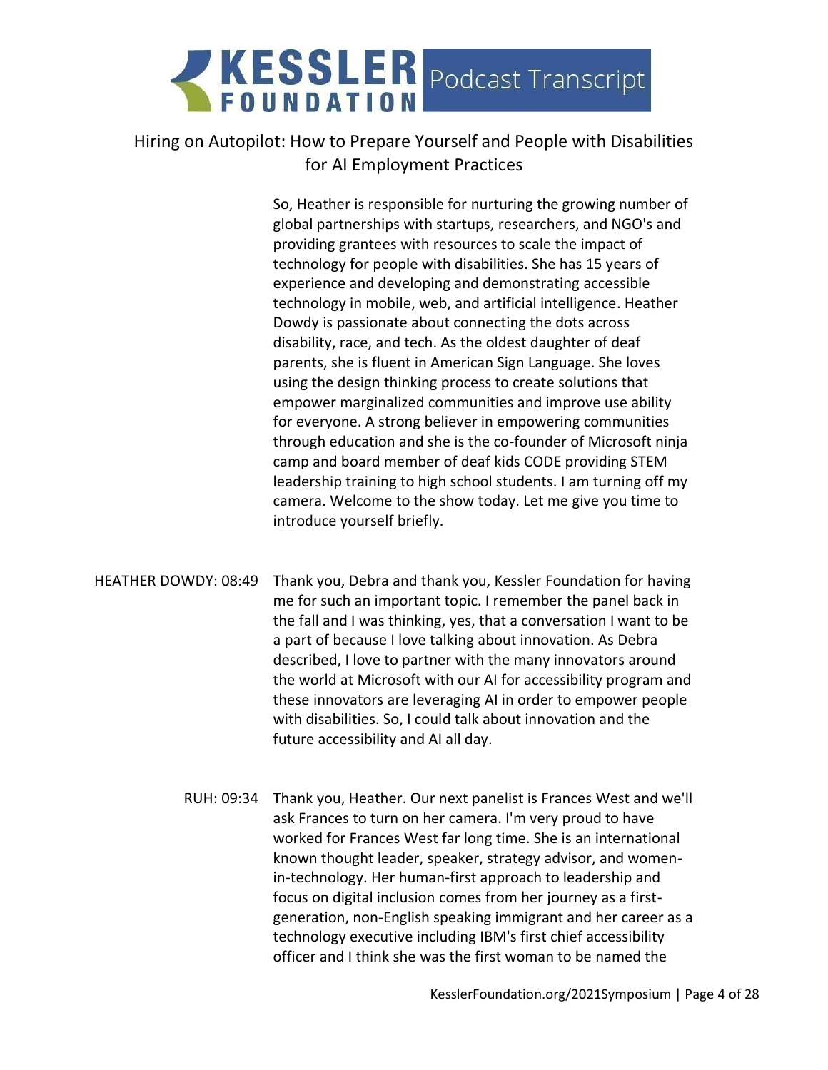So, Heather is responsible for nurturing the growing number of global partnerships with startups, researchers, and NGO's and providing grantees with resources to scale the impact of technology for people with disabilities. She has 15 years of experience and developing and demonstrating accessible technology in mobile, web, and artificial intelligence. Heather Dowdy is passionate about connecting the dots across disability, race, and tech. As the oldest daughter of deaf parents, she is fluent in American Sign Language. She loves using the design thinking process to create solutions that empower marginalized communities and improve use ability for everyone. A strong believer in empowering communities through education and she is the co-founder of Microsoft ninja camp and board member of deaf kids CODE providing STEM leadership training to high school students. I am turning off my camera. Welcome to the show today. Let me give you time to introduce yourself briefly.

HEATHER DOWDY: 08:49 Thank you, Debra and thank you, Kessler Foundation for having me for such an important topic. I remember the panel back in the fall and I was thinking, yes, that a conversation I want to be a part of because I love talking about innovation. As Debra described, I love to partner with the many innovators around the world at Microsoft with our AI for accessibility program and these innovators are leveraging AI in order to empower people with disabilities. So, I could talk about innovation and the future accessibility and AI all day.

RUH: 09:34 Thank you, Heather. Our next panelist is Frances West and we'll ask Frances to turn on her camera. I'm very proud to have worked for Frances West far long time. She is an international known thought leader, speaker, strategy advisor, and women-in-technology. Her human-first approach to leadership and focus on digital inclusion comes from her journey as a first-generation, non-English speaking immigrant and her career as a technology executive including IBM's first chief accessibility officer and I think she was the first woman to be named the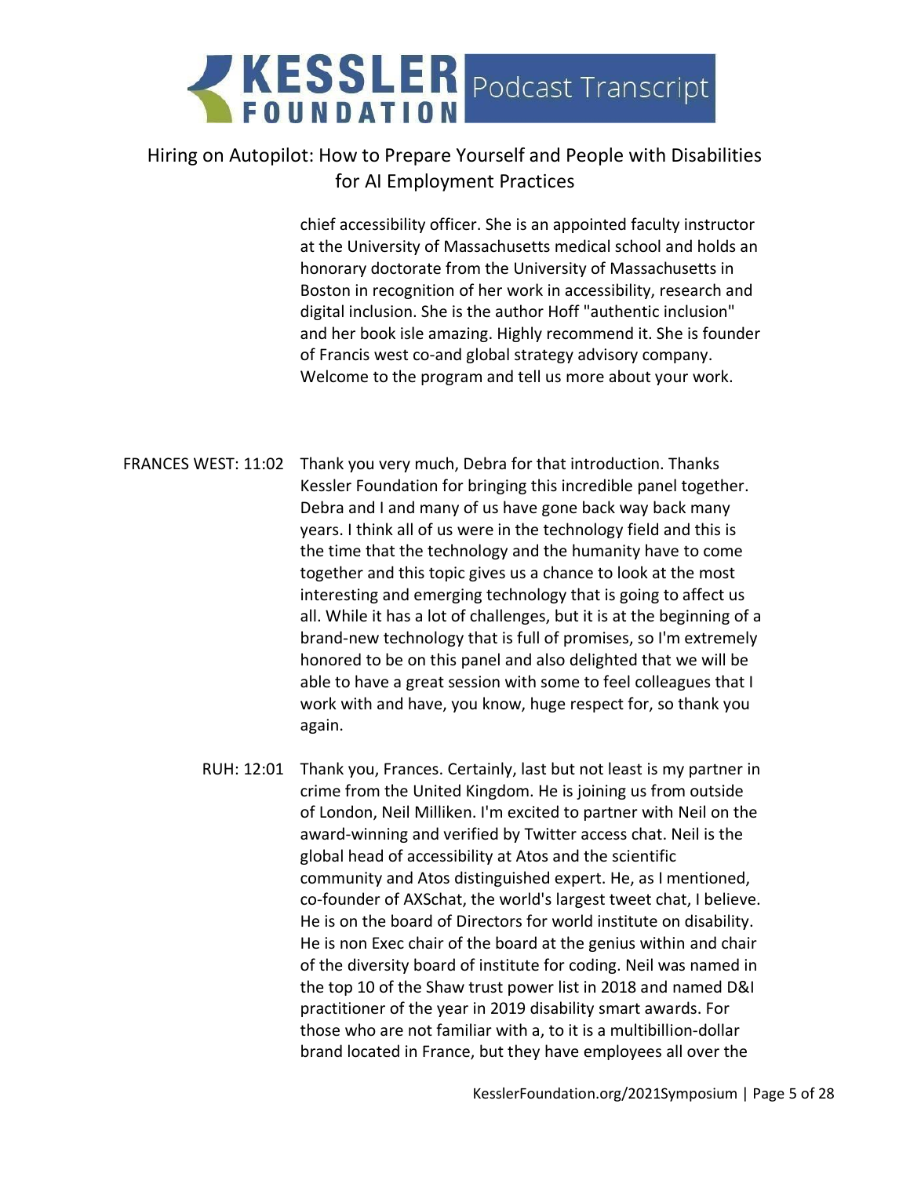chief accessibility officer. She is an appointed faculty instructor at the University of Massachusetts medical school and holds an honorary doctorate from the University of Massachusetts in Boston in recognition of her work in accessibility, research and digital inclusion. She is the author Hoff "authentic inclusion" and her book isle amazing. Highly recommend it. She is founder of Francis west co-and global strategy advisory company. Welcome to the program and tell us more about your work.

FRANCES WEST: 11:02 Thank you very much, Debra for that introduction. Thanks Kessler Foundation for bringing this incredible panel together. Debra and I and many of us have gone back way back many years. I think all of us were in the technology field and this is the time that the technology and the humanity have to come together and this topic gives us a chance to look at the most interesting and emerging technology that is going to affect us all. While it has a lot of challenges, but it is at the beginning of a brand-new technology that is full of promises, so I'm extremely honored to be on this panel and also delighted that we will be able to have a great session with some to feel colleagues that I work with and have, you know, huge respect for, so thank you again.

RUH: 12:01 Thank you, Frances. Certainly, last but not least is my partner in crime from the United Kingdom. He is joining us from outside of London, Neil Milliken. I'm excited to partner with Neil on the award-winning and verified by Twitter access chat. Neil is the global head of accessibility at Atos and the scientific community and Atos distinguished expert. He, as I mentioned, co-founder of AXSchat, the world's largest tweet chat, I believe. He is on the board of Directors for world institute on disability. He is non Exec chair of the board at the genius within and chair of the diversity board of institute for coding. Neil was named in the top 10 of the Shaw trust power list in 2018 and named D&I practitioner of the year in 2019 disability smart awards. For those who are not familiar with a, to it is a multibillion-dollar brand located in France, but they have employees all over the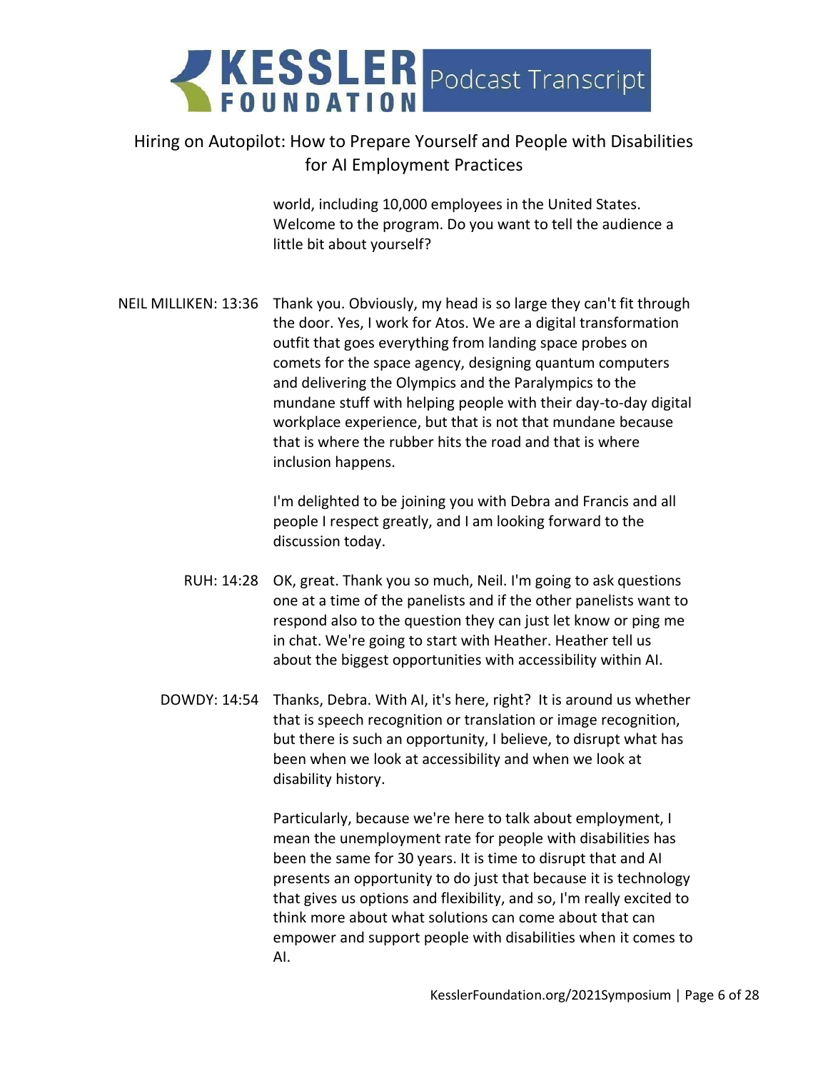world, including 10,000 employees in the United States. Welcome to the program. Do you want to tell the audience a little bit about yourself?

NEIL MILLIKEN: 13:36 Thank you. Obviously, my head is so large they can't fit through the door. Yes, I work for Atos. We are a digital transformation outfit that goes everything from landing space probes on comets for the space agency, designing quantum computers and delivering the Olympics and the Paralympics to the mundane stuff with helping people with their day-to-day digital workplace experience, but that is not that mundane because that is where the rubber hits the road and that is where inclusion happens.

I'm delighted to be joining you with Debra and Francis and all people I respect greatly, and I am looking forward to the discussion today.

RUH: 14:28 OK, great. Thank you so much, Neil. I'm going to ask questions one at a time of the panelists and if the other panelists want to respond also to the question they can just let know or ping me in chat. We're going to start with Heather. Heather tell us about the biggest opportunities with accessibility within AI.

DOWDY: 14:54 Thanks, Debra. With AI, it's here, right? It is around us whether that is speech recognition or translation or image recognition, but there is such an opportunity, I believe, to disrupt what has been when we look at accessibility and when we look at disability history.

Particularly, because we're here to talk about employment, I mean the unemployment rate for people with disabilities has been the same for 30 years. It is time to disrupt that and AI presents an opportunity to do just that because it is technology that gives us options and flexibility, and so, I'm really excited to think more about what solutions can come about that can empower and support people with disabilities when it comes to AI.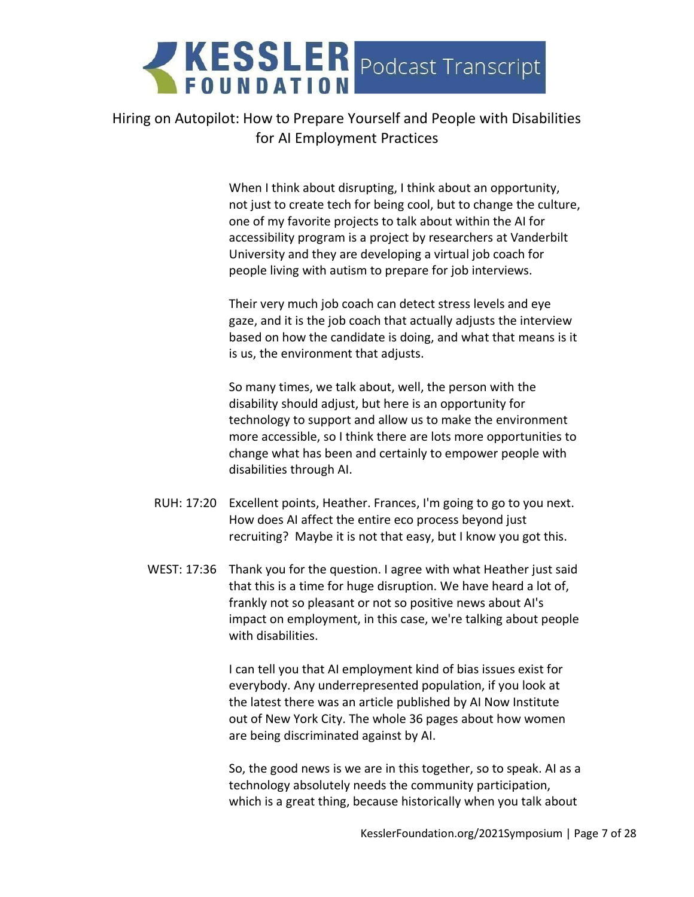When I think about disrupting, I think about an opportunity, not just to create tech for being cool, but to change the culture, one of my favorite projects to talk about within the AI for accessibility program is a project by researchers at Vanderbilt University and they are developing a virtual job coach for people living with autism to prepare for job interviews.

Their very much job coach can detect stress levels and eye gaze, and it is the job coach that actually adjusts the interview based on how the candidate is doing, and what that means is it is us, the environment that adjusts.

So many times, we talk about, well, the person with the disability should adjust, but here is an opportunity for technology to support and allow us to make the environment more accessible, so I think there are lots more opportunities to change what has been and certainly to empower people with disabilities through AI.

RUH: 17:20 Excellent points, Heather. Frances, I'm going to go to you next. How does AI affect the entire eco process beyond just recruiting? Maybe it is not that easy, but I know you got this.

WEST: 17:36 Thank you for the question. I agree with what Heather just said that this is a time for huge disruption. We have heard a lot of, frankly not so pleasant or not so positive news about AI's impact on employment, in this case, we're talking about people with disabilities.

I can tell you that AI employment kind of bias issues exist for everybody. Any underrepresented population, if you look at the latest there was an article published by AI Now Institute out of New York City. The whole 36 pages about how women are being discriminated against by AI.

So, the good news is we are in this together, so to speak. AI as a technology absolutely needs the community participation, which is a great thing, because historically when you talk about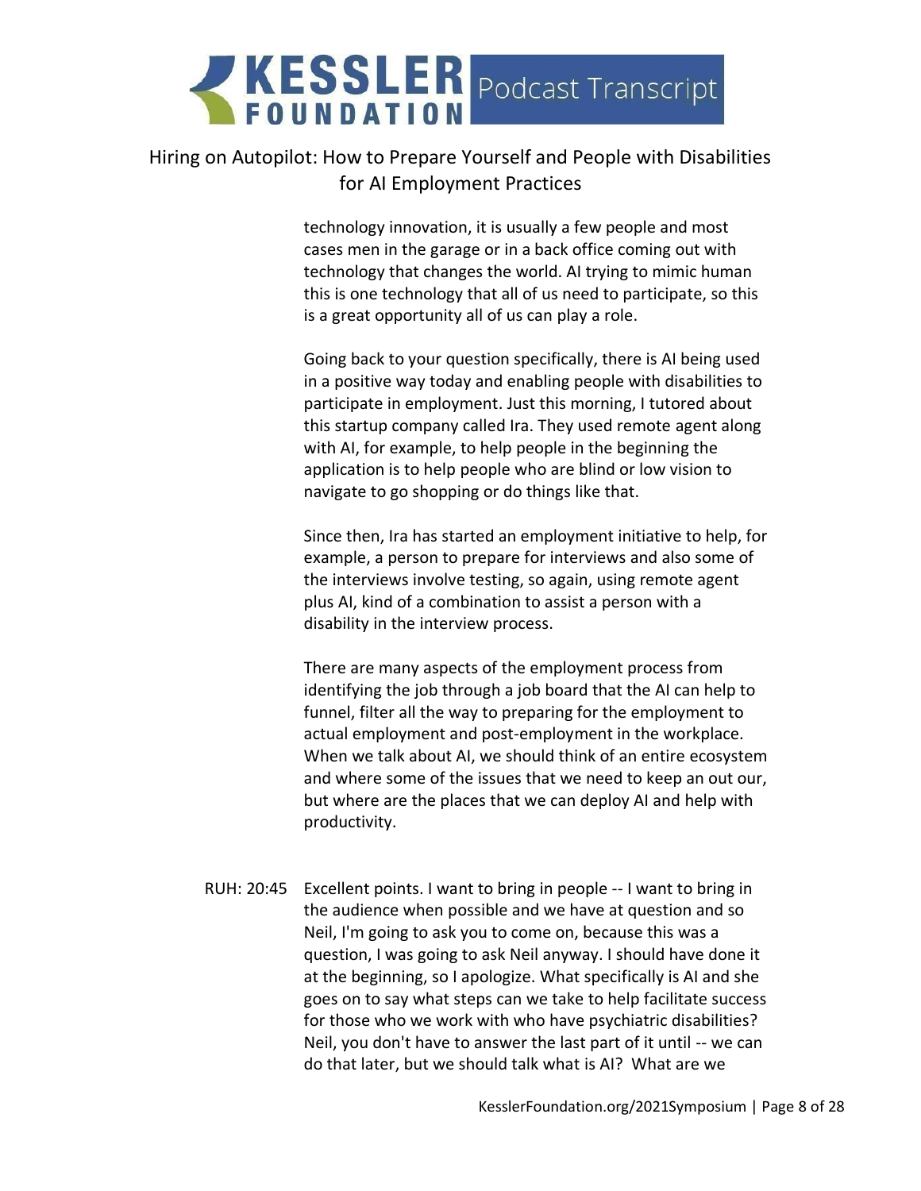technology innovation, it is usually a few people and most cases men in the garage or in a back office coming out with technology that changes the world. AI trying to mimic human this is one technology that all of us need to participate, so this is a great opportunity all of us can play a role.

Going back to your question specifically, there is AI being used in a positive way today and enabling people with disabilities to participate in employment. Just this morning, I tutored about this startup company called Ira. They used remote agent along with AI, for example, to help people in the beginning the application is to help people who are blind or low vision to navigate to go shopping or do things like that.

Since then, Ira has started an employment initiative to help, for example, a person to prepare for interviews and also some of the interviews involve testing, so again, using remote agent plus AI, kind of a combination to assist a person with a disability in the interview process.

There are many aspects of the employment process from identifying the job through a job board that the AI can help to funnel, filter all the way to preparing for the employment to actual employment and post-employment in the workplace. When we talk about AI, we should think of an entire ecosystem and where some of the issues that we need to keep an out our, but where are the places that we can deploy AI and help with productivity.

RUH: 20:45 Excellent points. I want to bring in people -- I want to bring in the audience when possible and we have at question and so Neil, I'm going to ask you to come on, because this was a question, I was going to ask Neil anyway. I should have done it at the beginning, so I apologize. What specifically is AI and she goes on to say what steps can we take to help facilitate success for those who we work with who have psychiatric disabilities? Neil, you don't have to answer the last part of it until -- we can do that later, but we should talk what is AI? What are we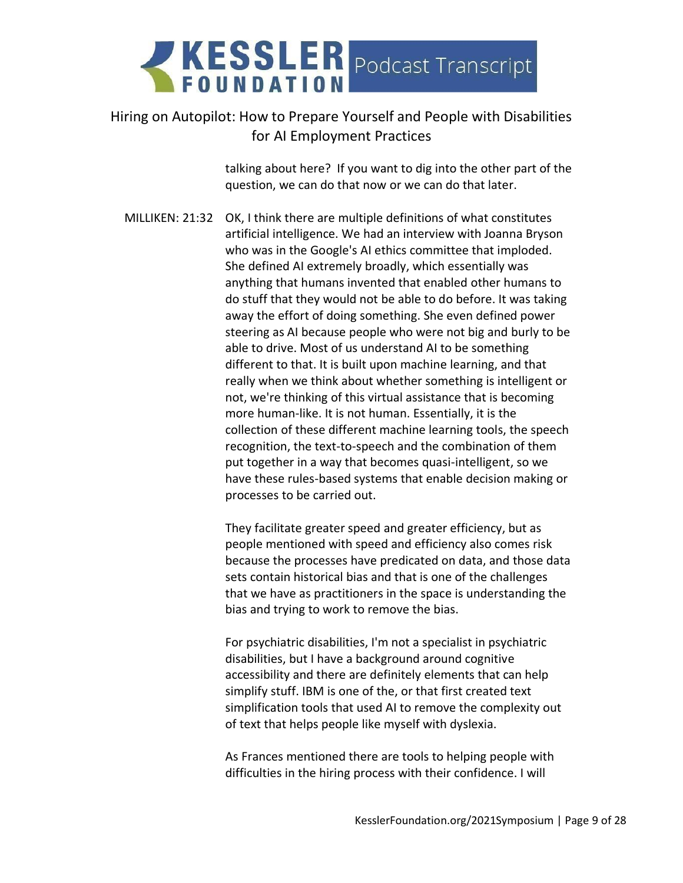talking about here? If you want to dig into the other part of the question, we can do that now or we can do that later.

MILLIKEN: 21:32 OK, I think there are multiple definitions of what constitutes artificial intelligence. We had an interview with Joanna Bryson who was in the Google's AI ethics committee that imploded. She defined AI extremely broadly, which essentially was anything that humans invented that enabled other humans to do stuff that they would not be able to do before. It was taking away the effort of doing something. She even defined power steering as AI because people who were not big and burly to be able to drive. Most of us understand AI to be something different to that. It is built upon machine learning, and that really when we think about whether something is intelligent or not, we're thinking of this virtual assistance that is becoming more human-like. It is not human. Essentially, it is the collection of these different machine learning tools, the speech recognition, the text-to-speech and the combination of them put together in a way that becomes quasi-intelligent, so we have these rules-based systems that enable decision making or processes to be carried out.

They facilitate greater speed and greater efficiency, but as people mentioned with speed and efficiency also comes risk because the processes have predicated on data, and those data sets contain historical bias and that is one of the challenges that we have as practitioners in the space is understanding the bias and trying to work to remove the bias.

For psychiatric disabilities, I'm not a specialist in psychiatric disabilities, but I have a background around cognitive accessibility and there are definitely elements that can help simplify stuff. IBM is one of the, or that first created text simplification tools that used AI to remove the complexity out of text that helps people like myself with dyslexia.

As Frances mentioned there are tools to helping people with difficulties in the hiring process with their confidence. I will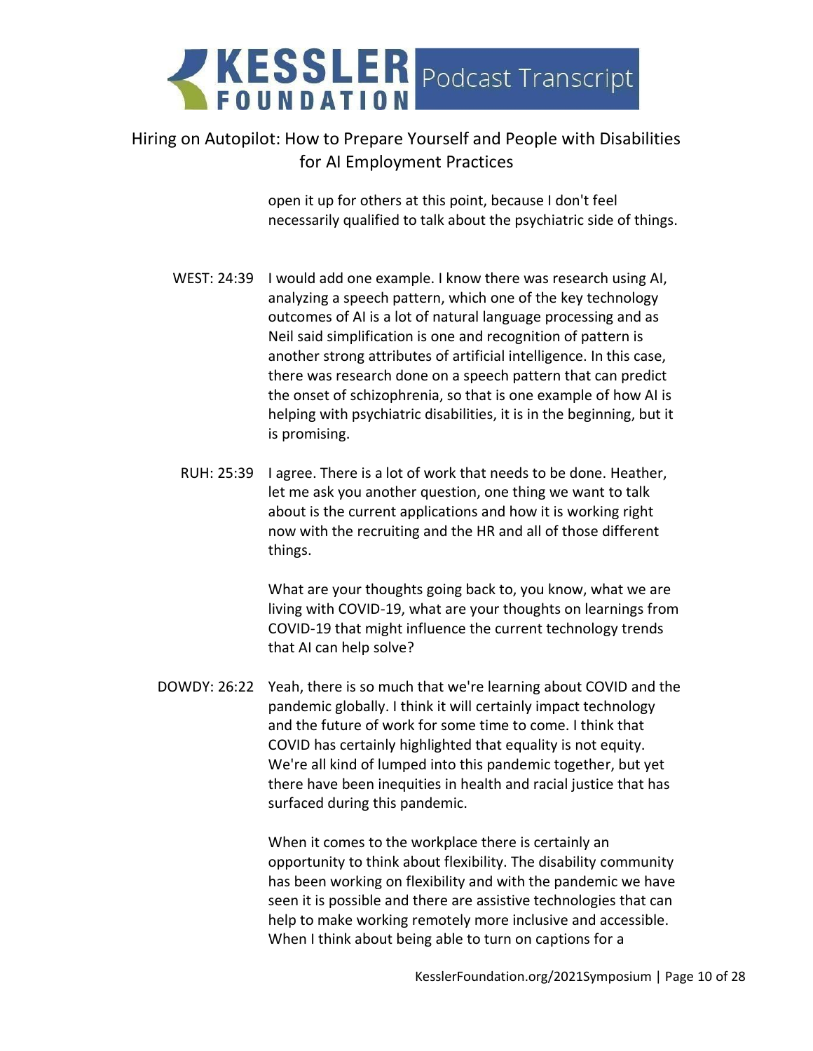open it up for others at this point, because I don't feel necessarily qualified to talk about the psychiatric side of things.

WEST: 24:39 I would add one example. I know there was research using AI, analyzing a speech pattern, which one of the key technology outcomes of AI is a lot of natural language processing and as Neil said simplification is one and recognition of pattern is another strong attributes of artificial intelligence. In this case, there was research done on a speech pattern that can predict the onset of schizophrenia, so that is one example of how AI is helping with psychiatric disabilities, it is in the beginning, but it is promising.

RUH: 25:39 I agree. There is a lot of work that needs to be done. Heather, let me ask you another question, one thing we want to talk about is the current applications and how it is working right now with the recruiting and the HR and all of those different things.

What are your thoughts going back to, you know, what we are living with COVID-19, what are your thoughts on learnings from COVID-19 that might influence the current technology trends that AI can help solve?

DOWDY: 26:22 Yeah, there is so much that we're learning about COVID and the pandemic globally. I think it will certainly impact technology and the future of work for some time to come. I think that COVID has certainly highlighted that equality is not equity. We're all kind of lumped into this pandemic together, but yet there have been inequities in health and racial justice that has surfaced during this pandemic.

When it comes to the workplace there is certainly an opportunity to think about flexibility. The disability community has been working on flexibility and with the pandemic we have seen it is possible and there are assistive technologies that can help to make working remotely more inclusive and accessible. When I think about being able to turn on captions for a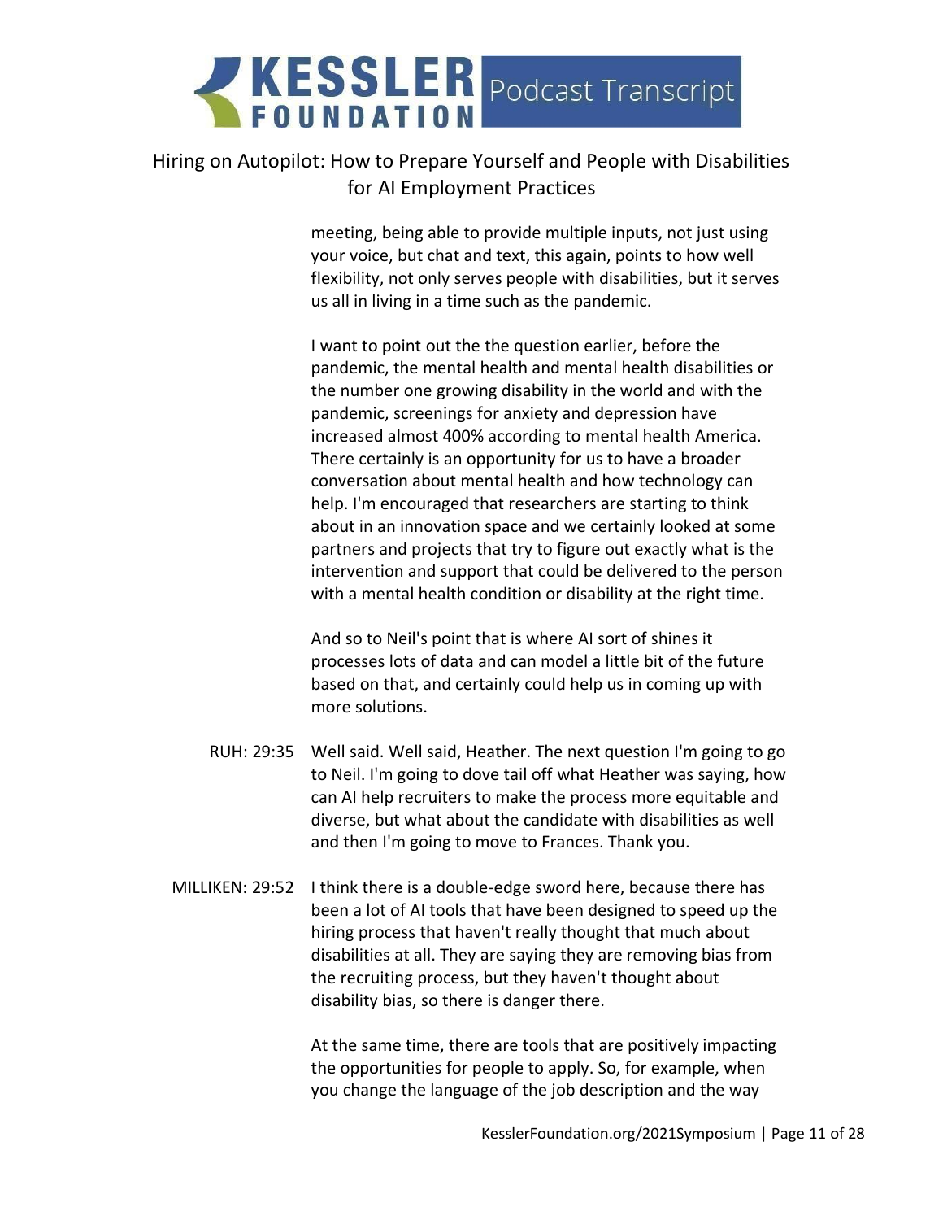meeting, being able to provide multiple inputs, not just using your voice, but chat and text, this again, points to how well flexibility, not only serves people with disabilities, but it serves us all in living in a time such as the pandemic.

I want to point out the the question earlier, before the pandemic, the mental health and mental health disabilities or the number one growing disability in the world and with the pandemic, screenings for anxiety and depression have increased almost 400% according to mental health America. There certainly is an opportunity for us to have a broader conversation about mental health and how technology can help. I'm encouraged that researchers are starting to think about in an innovation space and we certainly looked at some partners and projects that try to figure out exactly what is the intervention and support that could be delivered to the person with a mental health condition or disability at the right time.

And so to Neil's point that is where AI sort of shines it processes lots of data and can model a little bit of the future based on that, and certainly could help us in coming up with more solutions.

RUH: 29:35 Well said. Well said, Heather. The next question I'm going to go to Neil. I'm going to dove tail off what Heather was saying, how can AI help recruiters to make the process more equitable and diverse, but what about the candidate with disabilities as well and then I'm going to move to Frances. Thank you.

MILLIKEN: 29:52 I think there is a double-edge sword here, because there has been a lot of AI tools that have been designed to speed up the hiring process that haven't really thought that much about disabilities at all. They are saying they are removing bias from the recruiting process, but they haven't thought about disability bias, so there is danger there.

At the same time, there are tools that are positively impacting the opportunities for people to apply. So, for example, when you change the language of the job description and the way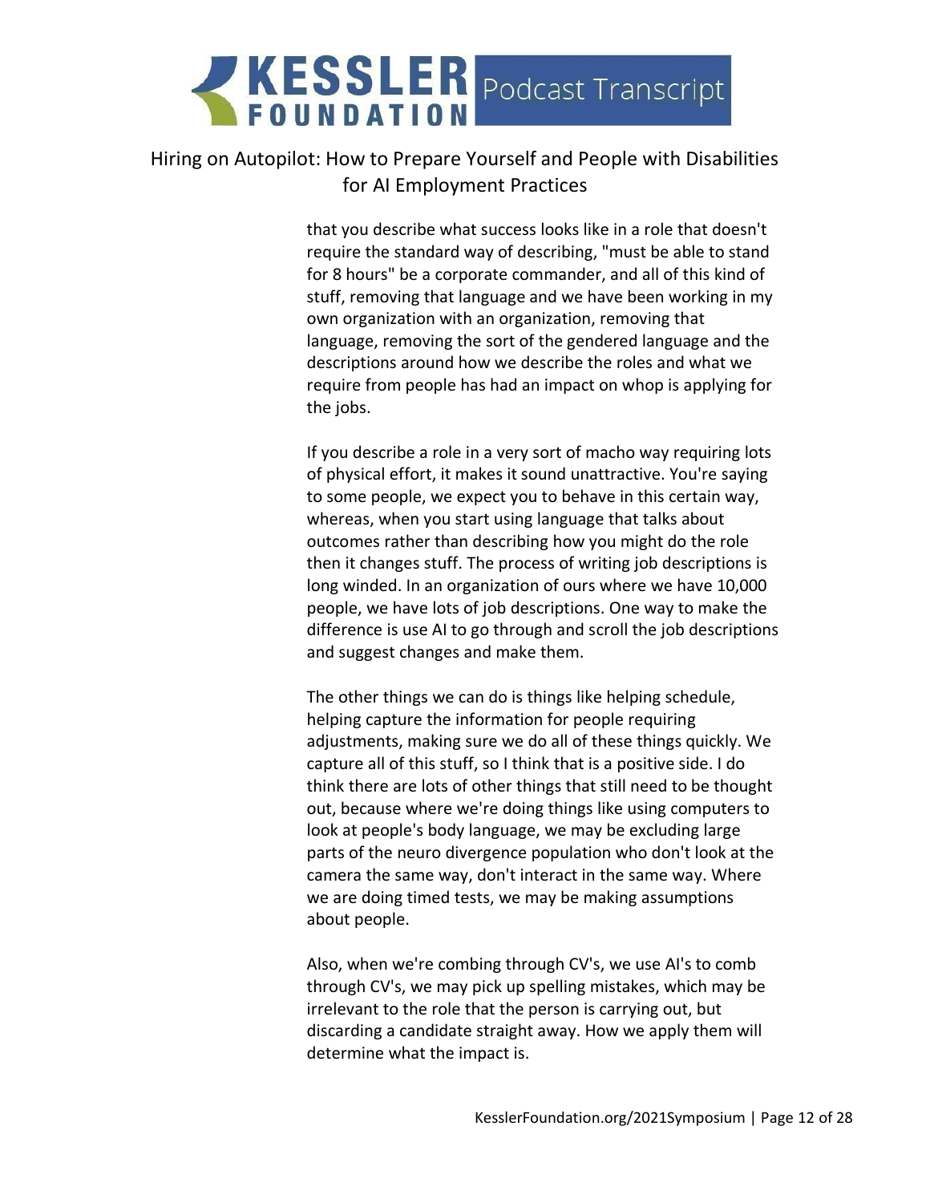that you describe what success looks like in a role that doesn't require the standard way of describing, "must be able to stand for 8 hours" be a corporate commander, and all of this kind of stuff, removing that language and we have been working in my own organization with an organization, removing that language, removing the sort of the gendered language and the descriptions around how we describe the roles and what we require from people has had an impact on whop is applying for the jobs.

If you describe a role in a very sort of macho way requiring lots of physical effort, it makes it sound unattractive. You're saying to some people, we expect you to behave in this certain way, whereas, when you start using language that talks about outcomes rather than describing how you might do the role then it changes stuff. The process of writing job descriptions is long winded. In an organization of ours where we have 10,000 people, we have lots of job descriptions. One way to make the difference is use AI to go through and scroll the job descriptions and suggest changes and make them.

The other things we can do is things like helping schedule, helping capture the information for people requiring adjustments, making sure we do all of these things quickly. We capture all of this stuff, so I think that is a positive side. I do think there are lots of other things that still need to be thought out, because where we're doing things like using computers to look at people's body language, we may be excluding large parts of the neuro divergence population who don't look at the camera the same way, don't interact in the same way. Where we are doing timed tests, we may be making assumptions about people.

Also, when we're combing through CV's, we use AI's to comb through CV's, we may pick up spelling mistakes, which may be irrelevant to the role that the person is carrying out, but discarding a candidate straight away. How we apply them will determine what the impact is.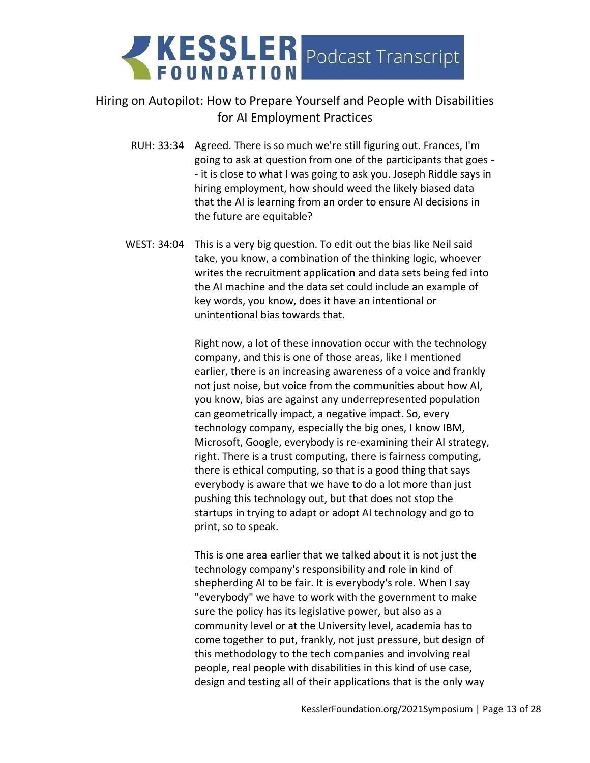RUH: 33:34 Agreed. There is so much we're still figuring out. Frances, I'm going to ask at question from one of the participants that goes -- it is close to what I was going to ask you. Joseph Riddle says in hiring employment, how should weed the likely biased data that the AI is learning from an order to ensure AI decisions in the future are equitable?

WEST: 34:04 This is a very big question. To edit out the bias like Neil said take, you know, a combination of the thinking logic, whoever writes the recruitment application and data sets being fed into the AI machine and the data set could include an example of key words, you know, does it have an intentional or unintentional bias towards that.

Right now, a lot of these innovation occur with the technology company, and this is one of those areas, like I mentioned earlier, there is an increasing awareness of a voice and frankly not just noise, but voice from the communities about how AI, you know, bias are against any underrepresented population can geometrically impact, a negative impact. So, every technology company, especially the big ones, I know IBM, Microsoft, Google, everybody is re-examining their AI strategy, right. There is a trust computing, there is fairness computing, there is ethical computing, so that is a good thing that says everybody is aware that we have to do a lot more than just pushing this technology out, but that does not stop the startups in trying to adapt or adopt AI technology and go to print, so to speak.

This is one area earlier that we talked about it is not just the technology company's responsibility and role in kind of shepherding AI to be fair. It is everybody's role. When I say "everybody" we have to work with the government to make sure the policy has its legislative power, but also as a community level or at the University level, academia has to come together to put, frankly, not just pressure, but design of this methodology to the tech companies and involving real people, real people with disabilities in this kind of use case, design and testing all of their applications that is the only way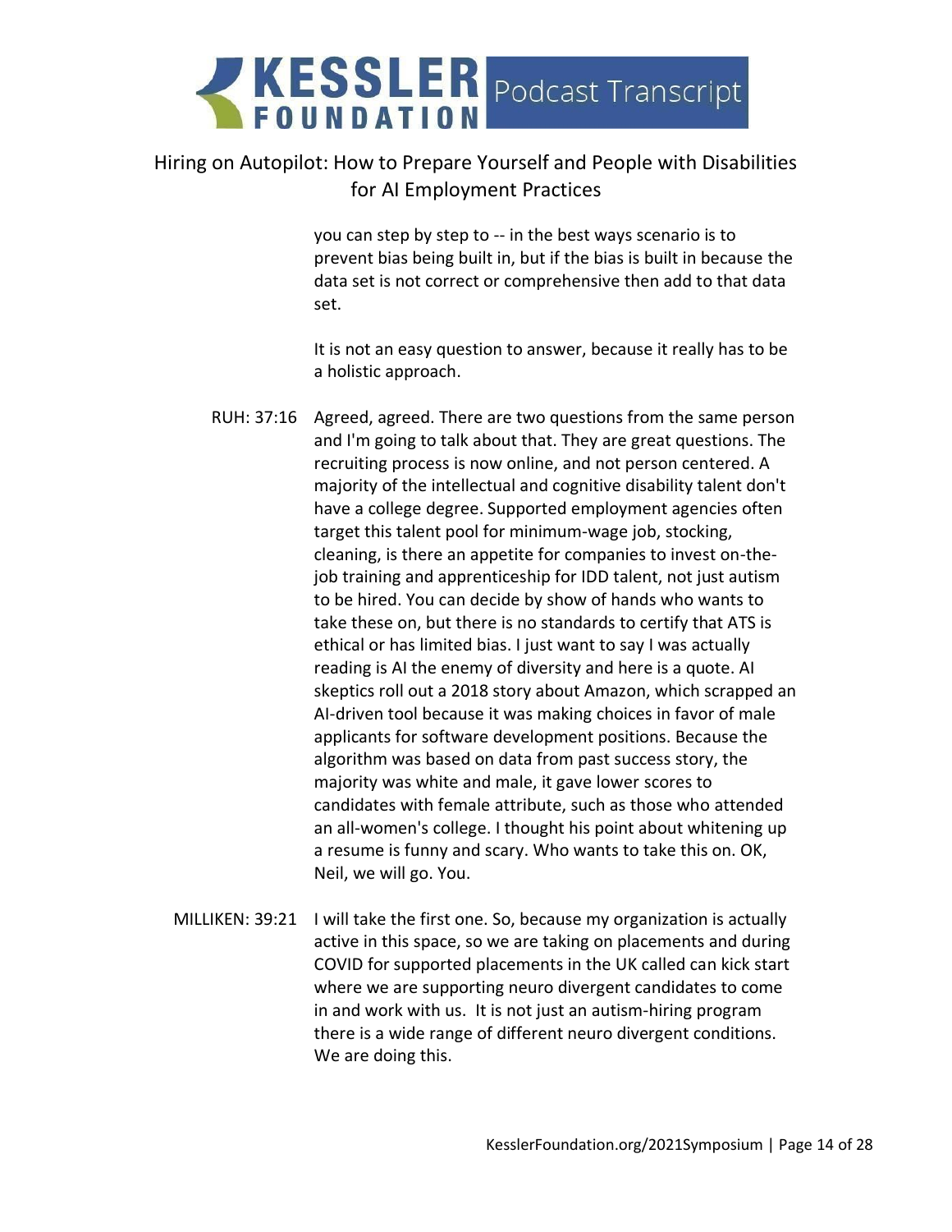you can step by step to -- in the best ways scenario is to prevent bias being built in, but if the bias is built in because the data set is not correct or comprehensive then add to that data set.

It is not an easy question to answer, because it really has to be a holistic approach.

RUH: 37:16 Agreed, agreed. There are two questions from the same person and I'm going to talk about that. They are great questions. The recruiting process is now online, and not person centered. A majority of the intellectual and cognitive disability talent don't have a college degree. Supported employment agencies often target this talent pool for minimum-wage job, stocking, cleaning, is there an appetite for companies to invest on-the-job training and apprenticeship for IDD talent, not just autism to be hired. You can decide by show of hands who wants to take these on, but there is no standards to certify that ATS is ethical or has limited bias. I just want to say I was actually reading is AI the enemy of diversity and here is a quote. AI skeptics roll out a 2018 story about Amazon, which scrapped an AI-driven tool because it was making choices in favor of male applicants for software development positions. Because the algorithm was based on data from past success story, the majority was white and male, it gave lower scores to candidates with female attribute, such as those who attended an all-women's college. I thought his point about whitening up a resume is funny and scary. Who wants to take this on. OK, Neil, we will go. You.

MILLIKEN: 39:21 I will take the first one. So, because my organization is actually active in this space, so we are taking on placements and during COVID for supported placements in the UK called can kick start where we are supporting neuro divergent candidates to come in and work with us. It is not just an autism-hiring program there is a wide range of different neuro divergent conditions. We are doing this.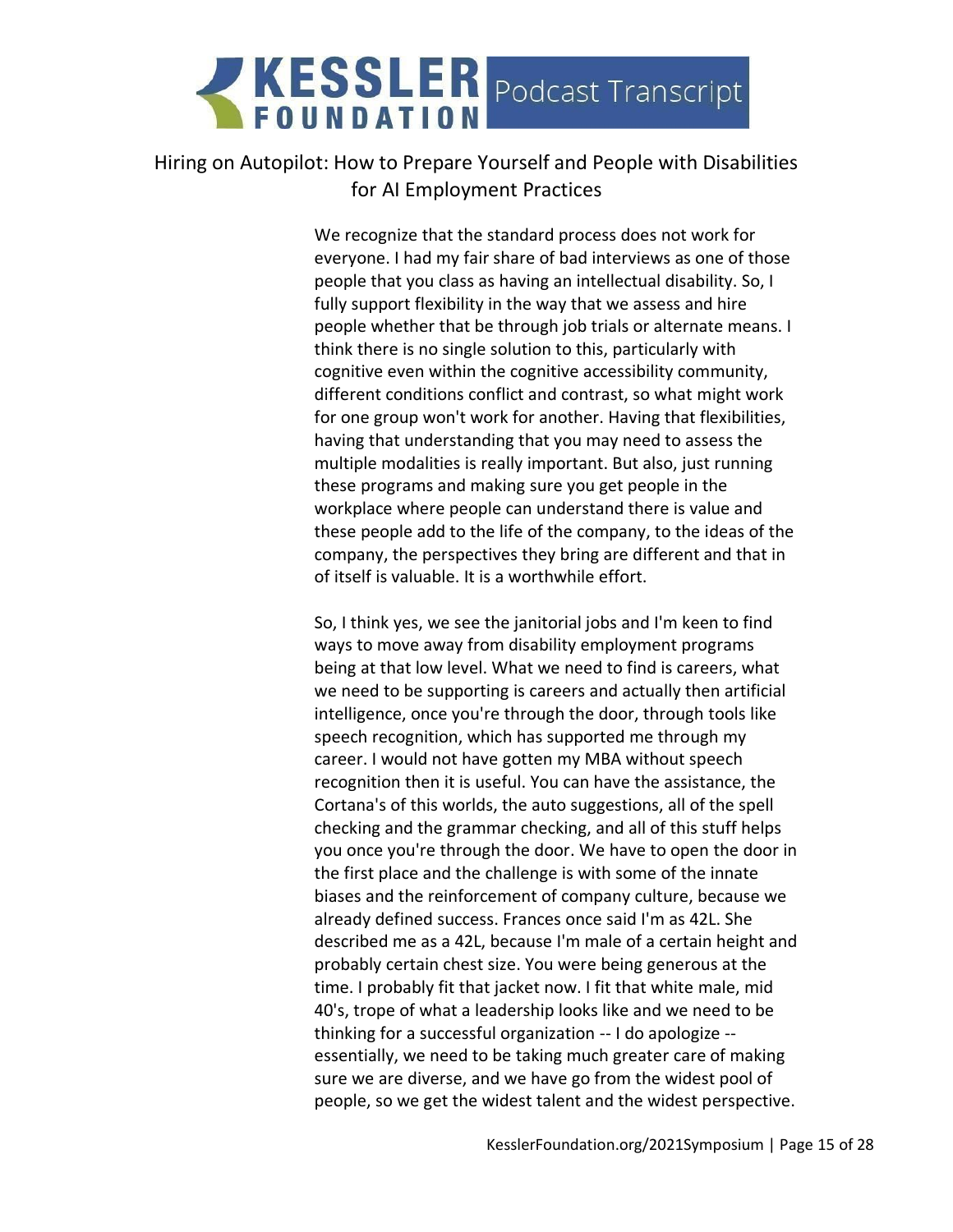We recognize that the standard process does not work for everyone. I had my fair share of bad interviews as one of those people that you class as having an intellectual disability. So, I fully support flexibility in the way that we assess and hire people whether that be through job trials or alternate means. I think there is no single solution to this, particularly with cognitive even within the cognitive accessibility community, different conditions conflict and contrast, so what might work for one group won't work for another. Having that flexibilities, having that understanding that you may need to assess the multiple modalities is really important. But also, just running these programs and making sure you get people in the workplace where people can understand there is value and these people add to the life of the company, to the ideas of the company, the perspectives they bring are different and that in of itself is valuable. It is a worthwhile effort.

So, I think yes, we see the janitorial jobs and I'm keen to find ways to move away from disability employment programs being at that low level. What we need to find is careers, what we need to be supporting is careers and actually then artificial intelligence, once you're through the door, through tools like speech recognition, which has supported me through my career. I would not have gotten my MBA without speech recognition then it is useful. You can have the assistance, the Cortana's of this worlds, the auto suggestions, all of the spell checking and the grammar checking, and all of this stuff helps you once you're through the door. We have to open the door in the first place and the challenge is with some of the innate biases and the reinforcement of company culture, because we already defined success. Frances once said I'm as 42L. She described me as a 42L, because I'm male of a certain height and probably certain chest size. You were being generous at the time. I probably fit that jacket now. I fit that white male, mid 40's, trope of what a leadership looks like and we need to be thinking for a successful organization -- I do apologize -- essentially, we need to be taking much greater care of making sure we are diverse, and we have go from the widest pool of people, so we get the widest talent and the widest perspective.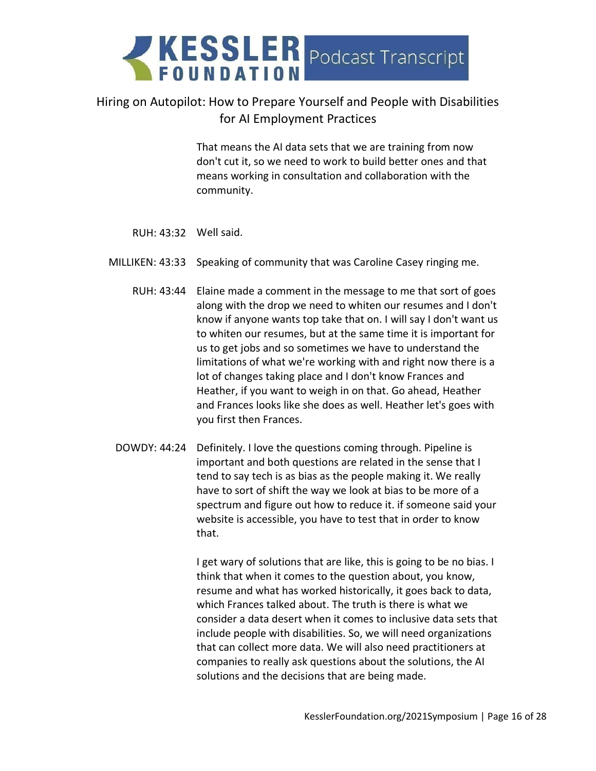That means the AI data sets that we are training from now don't cut it, so we need to work to build better ones and that means working in consultation and collaboration with the community.

RUH: 43:32 Well said.

MILLIKEN: 43:33 Speaking of community that was Caroline Casey ringing me.

RUH: 43:44 Elaine made a comment in the message to me that sort of goes along with the drop we need to whiten our resumes and I don't know if anyone wants top take that on. I will say I don't want us to whiten our resumes, but at the same time it is important for us to get jobs and so sometimes we have to understand the limitations of what we're working with and right now there is a lot of changes taking place and I don't know Frances and Heather, if you want to weigh in on that. Go ahead, Heather and Frances looks like she does as well. Heather let's goes with you first then Frances.

DOWDY: 44:24 Definitely. I love the questions coming through. Pipeline is important and both questions are related in the sense that I tend to say tech is as bias as the people making it. We really have to sort of shift the way we look at bias to be more of a spectrum and figure out how to reduce it. if someone said your website is accessible, you have to test that in order to know that.

I get wary of solutions that are like, this is going to be no bias. I think that when it comes to the question about, you know, resume and what has worked historically, it goes back to data, which Frances talked about. The truth is there is what we consider a data desert when it comes to inclusive data sets that include people with disabilities. So, we will need organizations that can collect more data. We will also need practitioners at companies to really ask questions about the solutions, the AI solutions and the decisions that are being made.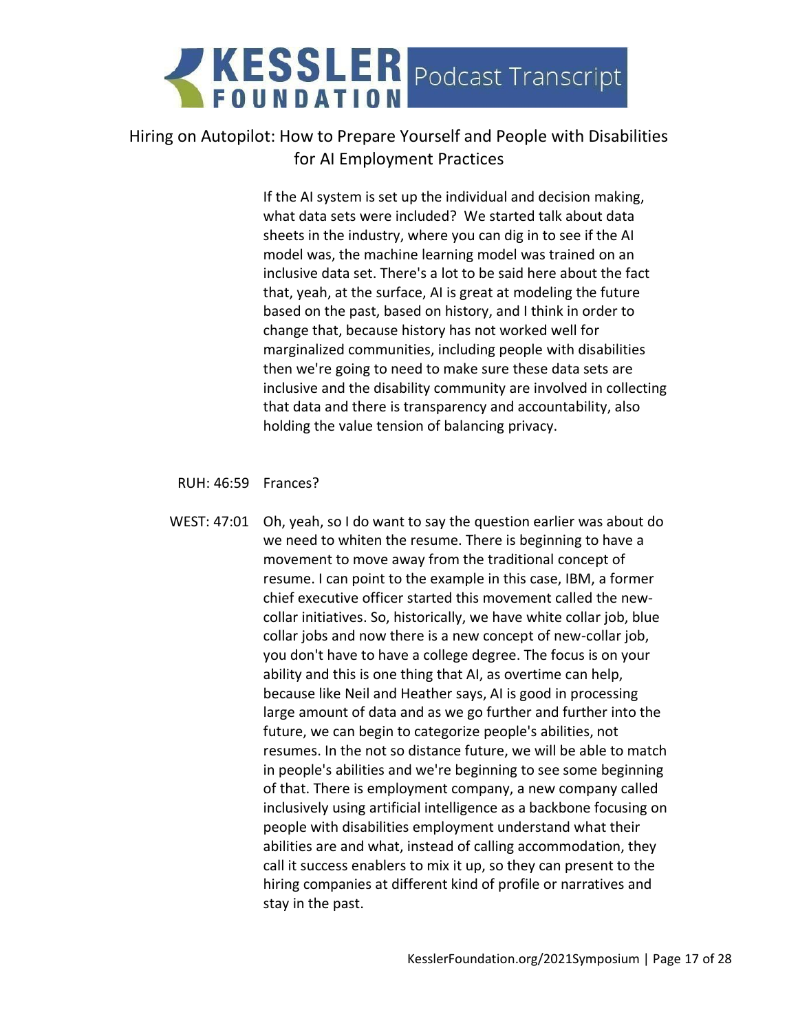If the AI system is set up the individual and decision making, what data sets were included? We started talk about data sheets in the industry, where you can dig in to see if the AI model was, the machine learning model was trained on an inclusive data set. There's a lot to be said here about the fact that, yeah, at the surface, AI is great at modeling the future based on the past, based on history, and I think in order to change that, because history has not worked well for marginalized communities, including people with disabilities then we're going to need to make sure these data sets are inclusive and the disability community are involved in collecting that data and there is transparency and accountability, also holding the value tension of balancing privacy.

RUH: 46:59 Frances?

WEST: 47:01 Oh, yeah, so I do want to say the question earlier was about do we need to whiten the resume. There is beginning to have a movement to move away from the traditional concept of resume. I can point to the example in this case, IBM, a former chief executive officer started this movement called the new-collar initiatives. So, historically, we have white collar job, blue collar jobs and now there is a new concept of new-collar job, you don't have to have a college degree. The focus is on your ability and this is one thing that AI, as overtime can help, because like Neil and Heather says, AI is good in processing large amount of data and as we go further and further into the future, we can begin to categorize people's abilities, not resumes. In the not so distance future, we will be able to match in people's abilities and we're beginning to see some beginning of that. There is employment company, a new company called inclusively using artificial intelligence as a backbone focusing on people with disabilities employment understand what their abilities are and what, instead of calling accommodation, they call it success enablers to mix it up, so they can present to the hiring companies at different kind of profile or narratives and stay in the past.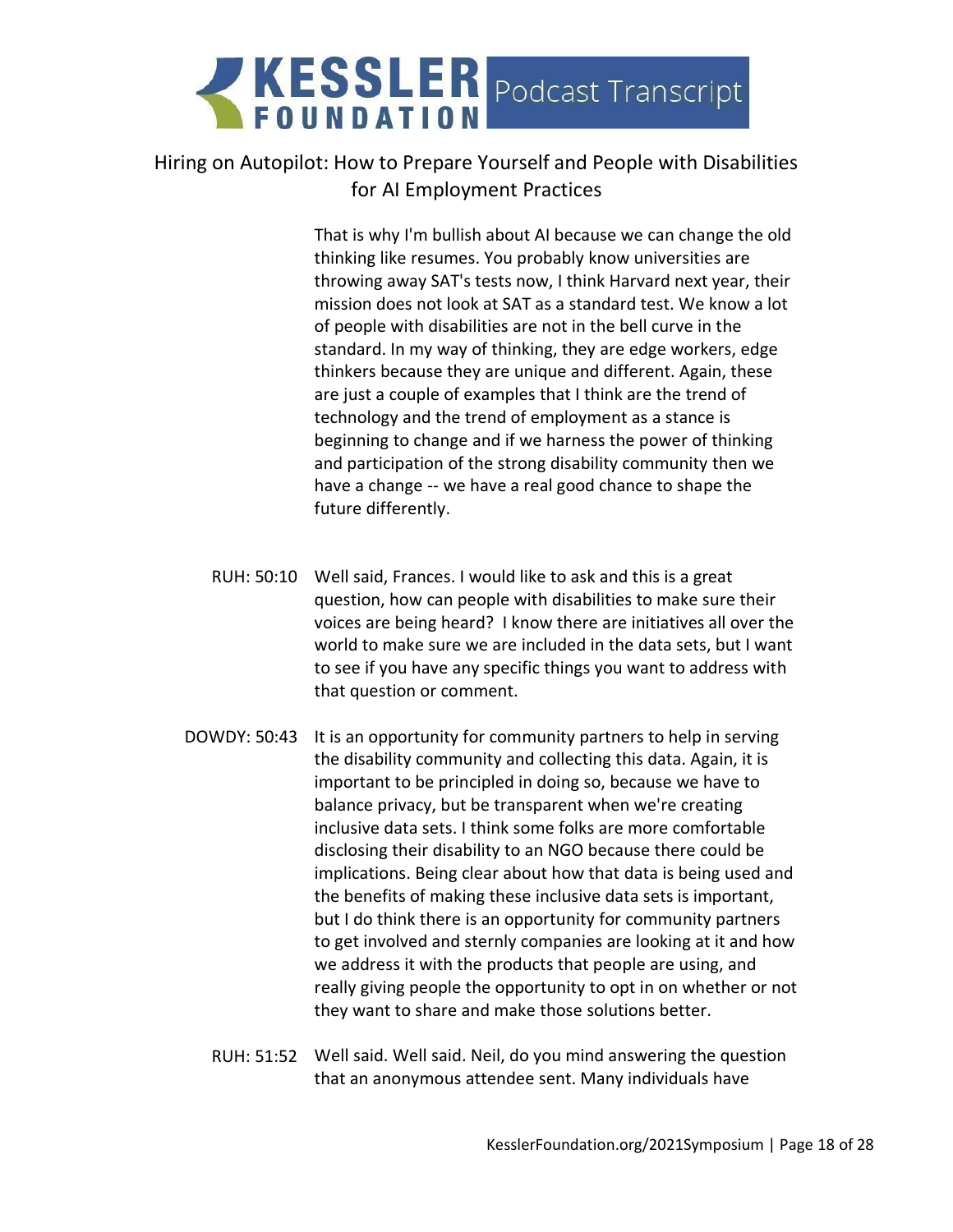That is why I'm bullish about AI because we can change the old thinking like resumes. You probably know universities are throwing away SAT's tests now, I think Harvard next year, their mission does not look at SAT as a standard test. We know a lot of people with disabilities are not in the bell curve in the standard. In my way of thinking, they are edge workers, edge thinkers because they are unique and different. Again, these are just a couple of examples that I think are the trend of technology and the trend of employment as a stance is beginning to change and if we harness the power of thinking and participation of the strong disability community then we have a change -- we have a real good chance to shape the future differently.

RUH: 50:10 Well said, Frances. I would like to ask and this is a great question, how can people with disabilities to make sure their voices are being heard? I know there are initiatives all over the world to make sure we are included in the data sets, but I want to see if you have any specific things you want to address with that question or comment.

DOWDY: 50:43 It is an opportunity for community partners to help in serving the disability community and collecting this data. Again, it is important to be principled in doing so, because we have to balance privacy, but be transparent when we're creating inclusive data sets. I think some folks are more comfortable disclosing their disability to an NGO because there could be implications. Being clear about how that data is being used and the benefits of making these inclusive data sets is important, but I do think there is an opportunity for community partners to get involved and sternly companies are looking at it and how we address it with the products that people are using, and really giving people the opportunity to opt in on whether or not they want to share and make those solutions better.

RUH: 51:52 Well said. Well said. Neil, do you mind answering the question that an anonymous attendee sent. Many individuals have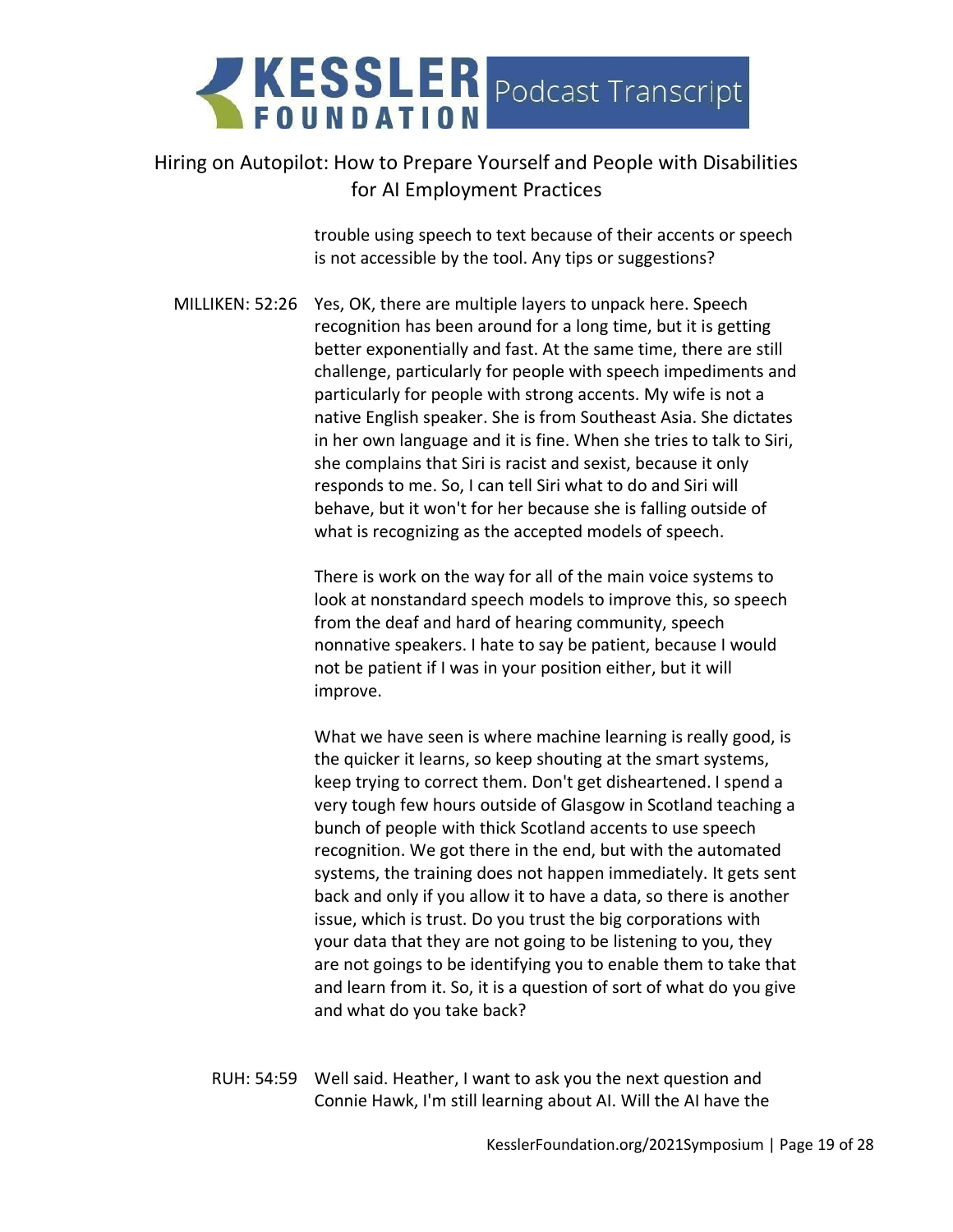trouble using speech to text because of their accents or speech is not accessible by the tool. Any tips or suggestions?

MILLIKEN: 52:26 Yes, OK, there are multiple layers to unpack here. Speech recognition has been around for a long time, but it is getting better exponentially and fast. At the same time, there are still challenge, particularly for people with speech impediments and particularly for people with strong accents. My wife is not a native English speaker. She is from Southeast Asia. She dictates in her own language and it is fine. When she tries to talk to Siri, she complains that Siri is racist and sexist, because it only responds to me. So, I can tell Siri what to do and Siri will behave, but it won't for her because she is falling outside of what is recognizing as the accepted models of speech.

There is work on the way for all of the main voice systems to look at nonstandard speech models to improve this, so speech from the deaf and hard of hearing community, speech nonnative speakers. I hate to say be patient, because I would not be patient if I was in your position either, but it will improve.

What we have seen is where machine learning is really good, is the quicker it learns, so keep shouting at the smart systems, keep trying to correct them. Don't get disheartened. I spend a very tough few hours outside of Glasgow in Scotland teaching a bunch of people with thick Scotland accents to use speech recognition. We got there in the end, but with the automated systems, the training does not happen immediately. It gets sent back and only if you allow it to have a data, so there is another issue, which is trust. Do you trust the big corporations with your data that they are not going to be listening to you, they are not goings to be identifying you to enable them to take that and learn from it. So, it is a question of sort of what do you give and what do you take back?

RUH: 54:59 Well said. Heather, I want to ask you the next question and Connie Hawk, I'm still learning about AI. Will the AI have the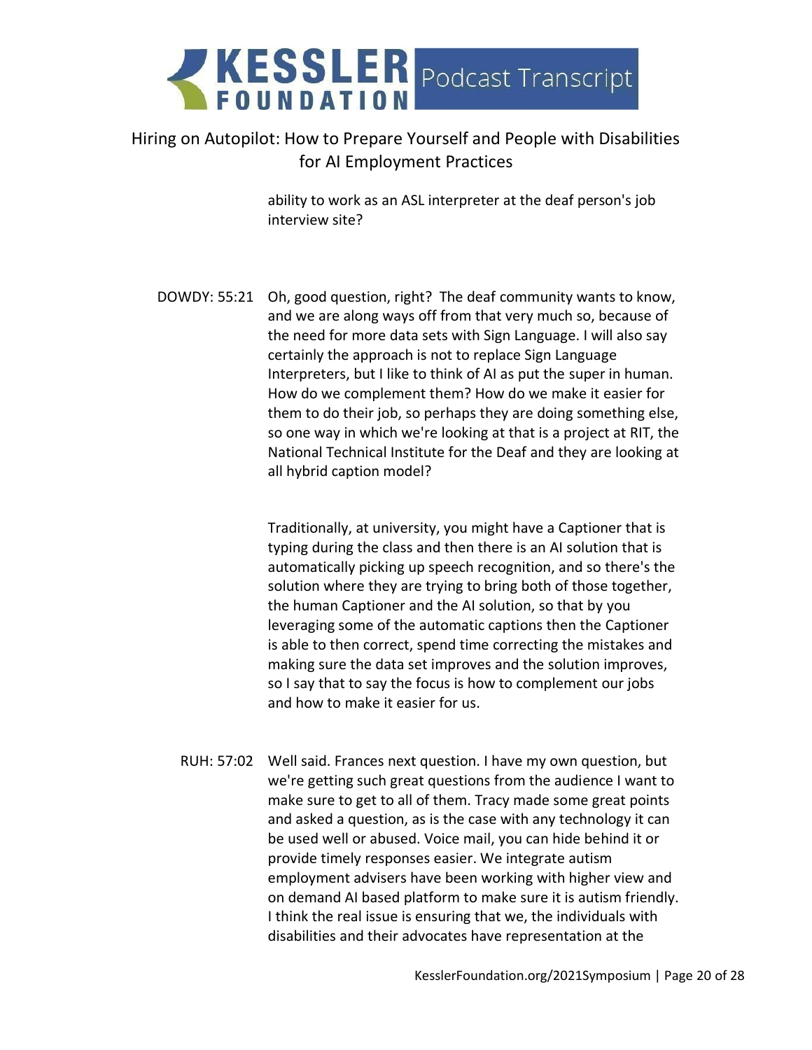ability to work as an ASL interpreter at the deaf person's job interview site?

DOWDY: 55:21 Oh, good question, right? The deaf community wants to know, and we are along ways off from that very much so, because of the need for more data sets with Sign Language. I will also say certainly the approach is not to replace Sign Language Interpreters, but I like to think of AI as put the super in human. How do we complement them? How do we make it easier for them to do their job, so perhaps they are doing something else, so one way in which we're looking at that is a project at RIT, the National Technical Institute for the Deaf and they are looking at all hybrid caption model?

Traditionally, at university, you might have a Captioner that is typing during the class and then there is an AI solution that is automatically picking up speech recognition, and so there's the solution where they are trying to bring both of those together, the human Captioner and the AI solution, so that by you leveraging some of the automatic captions then the Captioner is able to then correct, spend time correcting the mistakes and making sure the data set improves and the solution improves, so I say that to say the focus is how to complement our jobs and how to make it easier for us.

RUH: 57:02 Well said. Frances next question. I have my own question, but we're getting such great questions from the audience I want to make sure to get to all of them. Tracy made some great points and asked a question, as is the case with any technology it can be used well or abused. Voice mail, you can hide behind it or provide timely responses easier. We integrate autism employment advisers have been working with higher view and on demand AI based platform to make sure it is autism friendly. I think the real issue is ensuring that we, the individuals with disabilities and their advocates have representation at the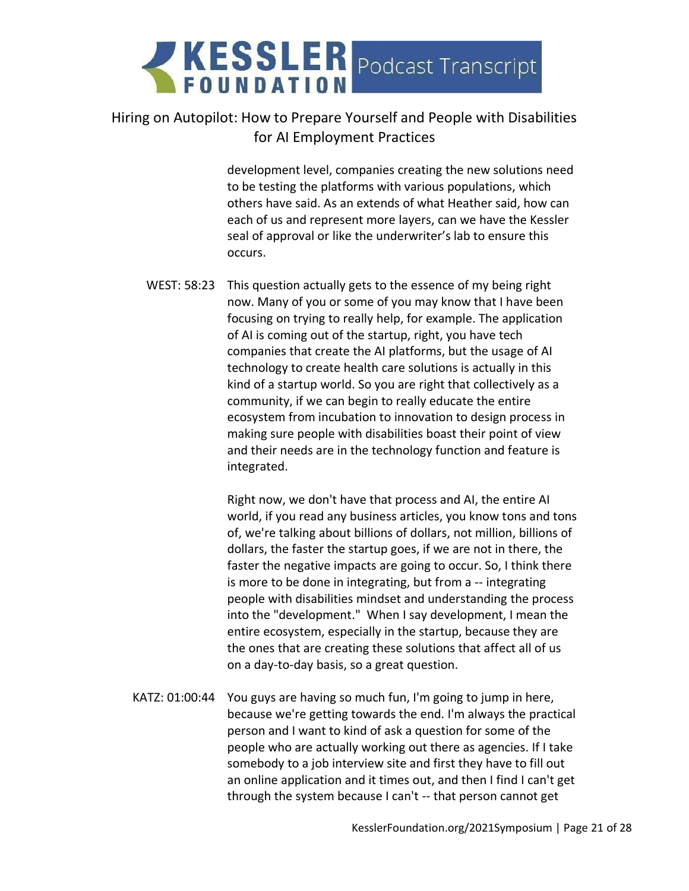development level, companies creating the new solutions need to be testing the platforms with various populations, which others have said. As an extends of what Heather said, how can each of us and represent more layers, can we have the Kessler seal of approval or like the underwriter's lab to ensure this occurs.

WEST: 58:23 This question actually gets to the essence of my being right now. Many of you or some of you may know that I have been focusing on trying to really help, for example. The application of AI is coming out of the startup, right, you have tech companies that create the AI platforms, but the usage of AI technology to create health care solutions is actually in this kind of a startup world. So you are right that collectively as a community, if we can begin to really educate the entire ecosystem from incubation to innovation to design process in making sure people with disabilities boast their point of view and their needs are in the technology function and feature is integrated.

Right now, we don't have that process and AI, the entire AI world, if you read any business articles, you know tons and tons of, we're talking about billions of dollars, not million, billions of dollars, the faster the startup goes, if we are not in there, the faster the negative impacts are going to occur. So, I think there is more to be done in integrating, but from a -- integrating people with disabilities mindset and understanding the process into the "development." When I say development, I mean the entire ecosystem, especially in the startup, because they are the ones that are creating these solutions that affect all of us on a day-to-day basis, so a great question.

KATZ: 01:00:44 You guys are having so much fun, I'm going to jump in here, because we're getting towards the end. I'm always the practical person and I want to kind of ask a question for some of the people who are actually working out there as agencies. If I take somebody to a job interview site and first they have to fill out an online application and it times out, and then I find I can't get through the system because I can't -- that person cannot get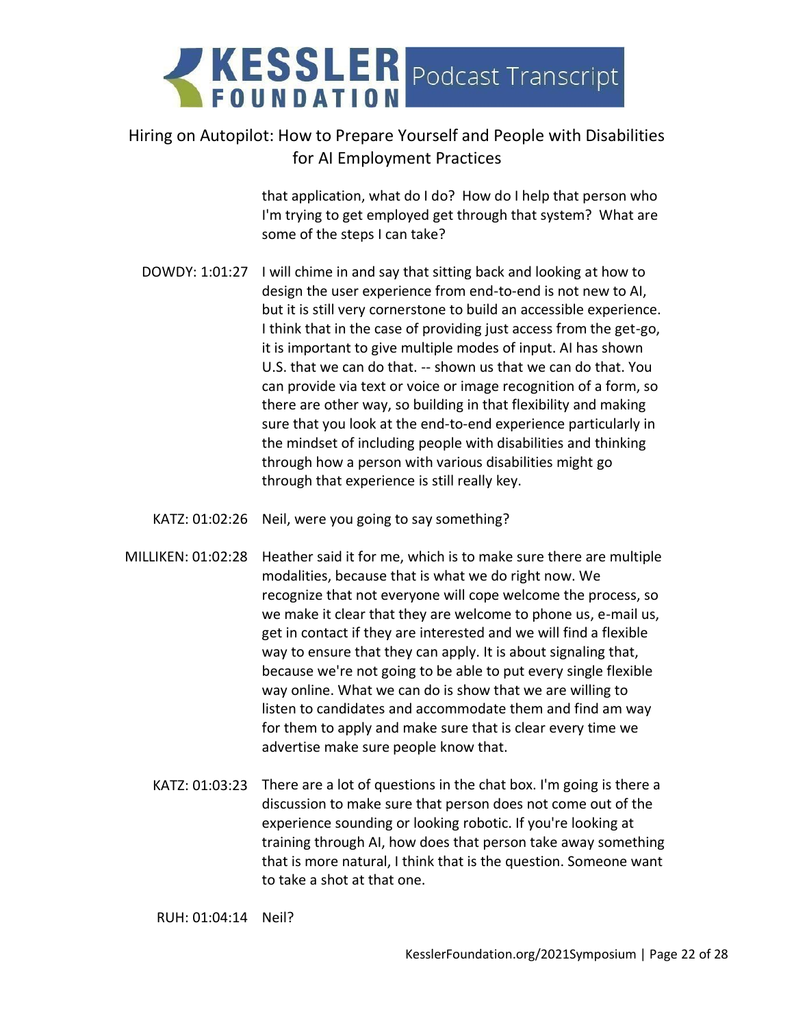that application, what do I do? How do I help that person who I'm trying to get employed get through that system? What are some of the steps I can take?

DOWDY: 1:01:27 I will chime in and say that sitting back and looking at how to design the user experience from end-to-end is not new to AI, but it is still very cornerstone to build an accessible experience. I think that in the case of providing just access from the get-go, it is important to give multiple modes of input. AI has shown U.S. that we can do that. -- shown us that we can do that. You can provide via text or voice or image recognition of a form, so there are other way, so building in that flexibility and making sure that you look at the end-to-end experience particularly in the mindset of including people with disabilities and thinking through how a person with various disabilities might go through that experience is still really key.

KATZ: 01:02:26 Neil, were you going to say something?

MILLIKEN: 01:02:28 Heather said it for me, which is to make sure there are multiple modalities, because that is what we do right now. We recognize that not everyone will cope welcome the process, so we make it clear that they are welcome to phone us, e-mail us, get in contact if they are interested and we will find a flexible way to ensure that they can apply. It is about signaling that, because we're not going to be able to put every single flexible way online. What we can do is show that we are willing to listen to candidates and accommodate them and find am way for them to apply and make sure that is clear every time we advertise make sure people know that.

KATZ: 01:03:23 There are a lot of questions in the chat box. I'm going is there a discussion to make sure that person does not come out of the experience sounding or looking robotic. If you're looking at training through AI, how does that person take away something that is more natural, I think that is the question. Someone want to take a shot at that one.

RUH: 01:04:14 Neil?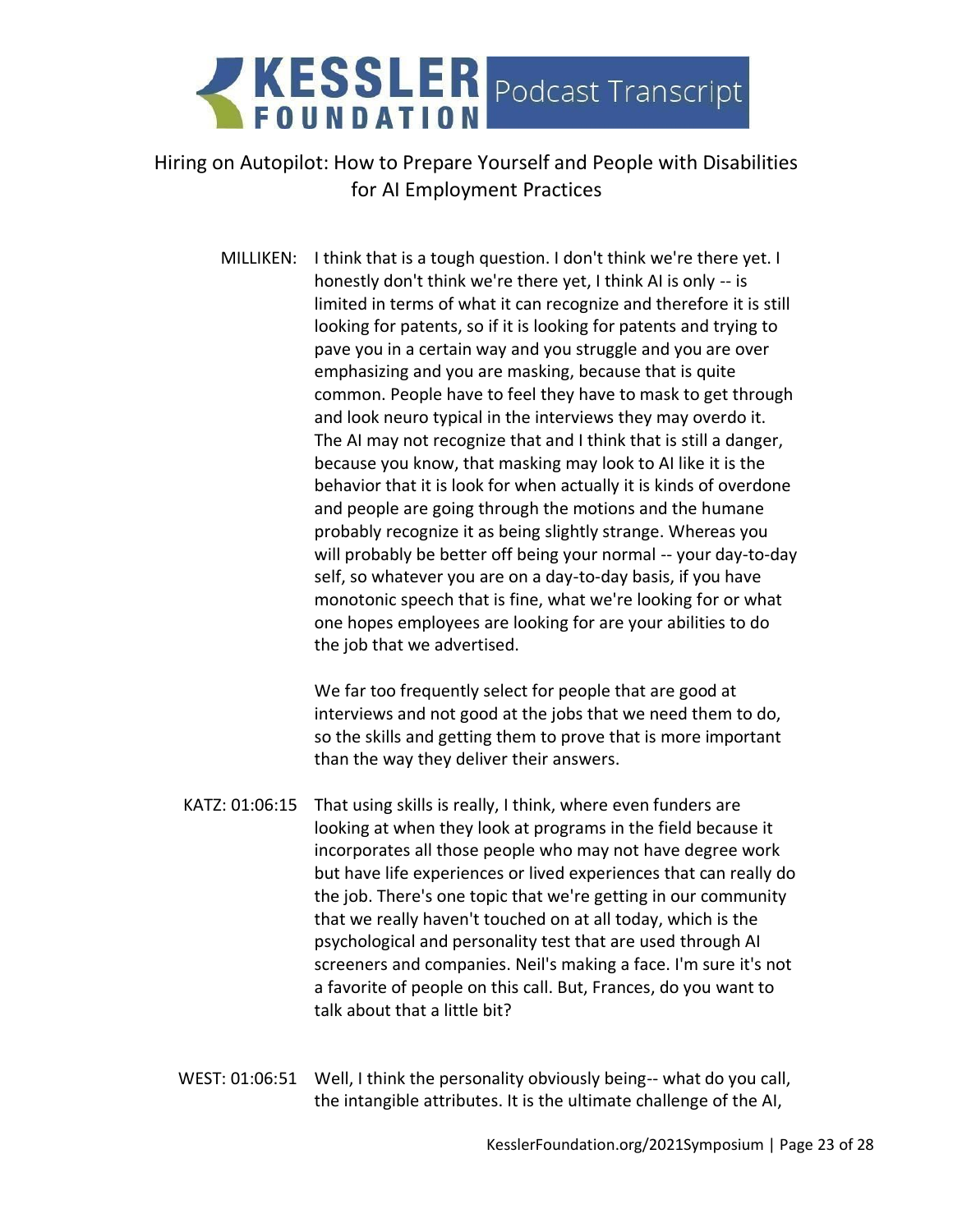MILLIKEN: I think that is a tough question. I don't think we're there yet. I honestly don't think we're there yet, I think AI is only -- is limited in terms of what it can recognize and therefore it is still looking for patents, so if it is looking for patents and trying to pave you in a certain way and you struggle and you are over emphasizing and you are masking, because that is quite common. People have to feel they have to mask to get through and look neuro typical in the interviews they may overdo it. The AI may not recognize that and I think that is still a danger, because you know, that masking may look to AI like it is the behavior that it is look for when actually it is kinds of overdone and people are going through the motions and the humane probably recognize it as being slightly strange. Whereas you will probably be better off being your normal -- your day-to-day self, so whatever you are on a day-to-day basis, if you have monotonic speech that is fine, what we're looking for or what one hopes employees are looking for are your abilities to do the job that we advertised.

We far too frequently select for people that are good at interviews and not good at the jobs that we need them to do, so the skills and getting them to prove that is more important than the way they deliver their answers.

KATZ: 01:06:15 That using skills is really, I think, where even funders are looking at when they look at programs in the field because it incorporates all those people who may not have degree work but have life experiences or lived experiences that can really do the job. There's one topic that we're getting in our community that we really haven't touched on at all today, which is the psychological and personality test that are used through AI screeners and companies. Neil's making a face. I'm sure it's not a favorite of people on this call. But, Frances, do you want to talk about that a little bit?

WEST: 01:06:51 Well, I think the personality obviously being-- what do you call, the intangible attributes. It is the ultimate challenge of the AI,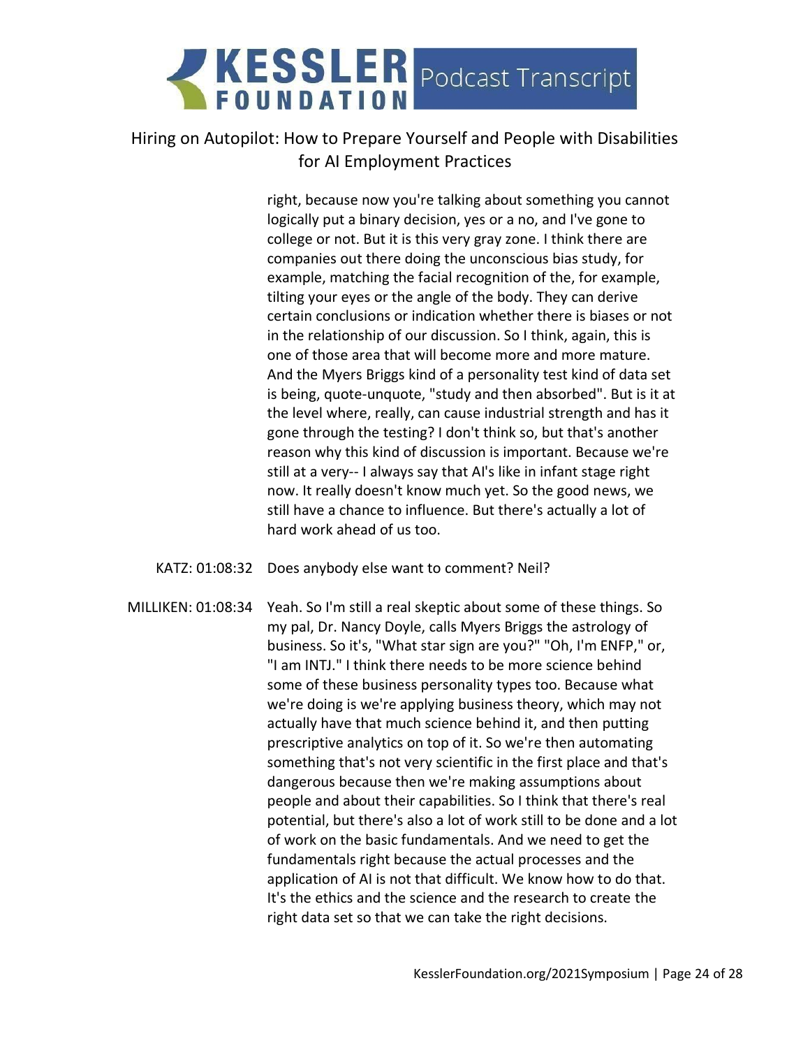right, because now you're talking about something you cannot logically put a binary decision, yes or a no, and I've gone to college or not. But it is this very gray zone. I think there are companies out there doing the unconscious bias study, for example, matching the facial recognition of the, for example, tilting your eyes or the angle of the body. They can derive certain conclusions or indication whether there is biases or not in the relationship of our discussion. So I think, again, this is one of those area that will become more and more mature. And the Myers Briggs kind of a personality test kind of data set is being, quote-unquote, "study and then absorbed". But is it at the level where, really, can cause industrial strength and has it gone through the testing? I don't think so, but that's another reason why this kind of discussion is important. Because we're still at a very-- I always say that AI's like in infant stage right now. It really doesn't know much yet. So the good news, we still have a chance to influence. But there's actually a lot of hard work ahead of us too.

KATZ: 01:08:32 Does anybody else want to comment? Neil?

MILLIKEN: 01:08:34 Yeah. So I'm still a real skeptic about some of these things. So my pal, Dr. Nancy Doyle, calls Myers Briggs the astrology of business. So it's, "What star sign are you?" "Oh, I'm ENFP," or, "I am INTJ." I think there needs to be more science behind some of these business personality types too. Because what we're doing is we're applying business theory, which may not actually have that much science behind it, and then putting prescriptive analytics on top of it. So we're then automating something that's not very scientific in the first place and that's dangerous because then we're making assumptions about people and about their capabilities. So I think that there's real potential, but there's also a lot of work still to be done and a lot of work on the basic fundamentals. And we need to get the fundamentals right because the actual processes and the application of AI is not that difficult. We know how to do that. It's the ethics and the science and the research to create the right data set so that we can take the right decisions.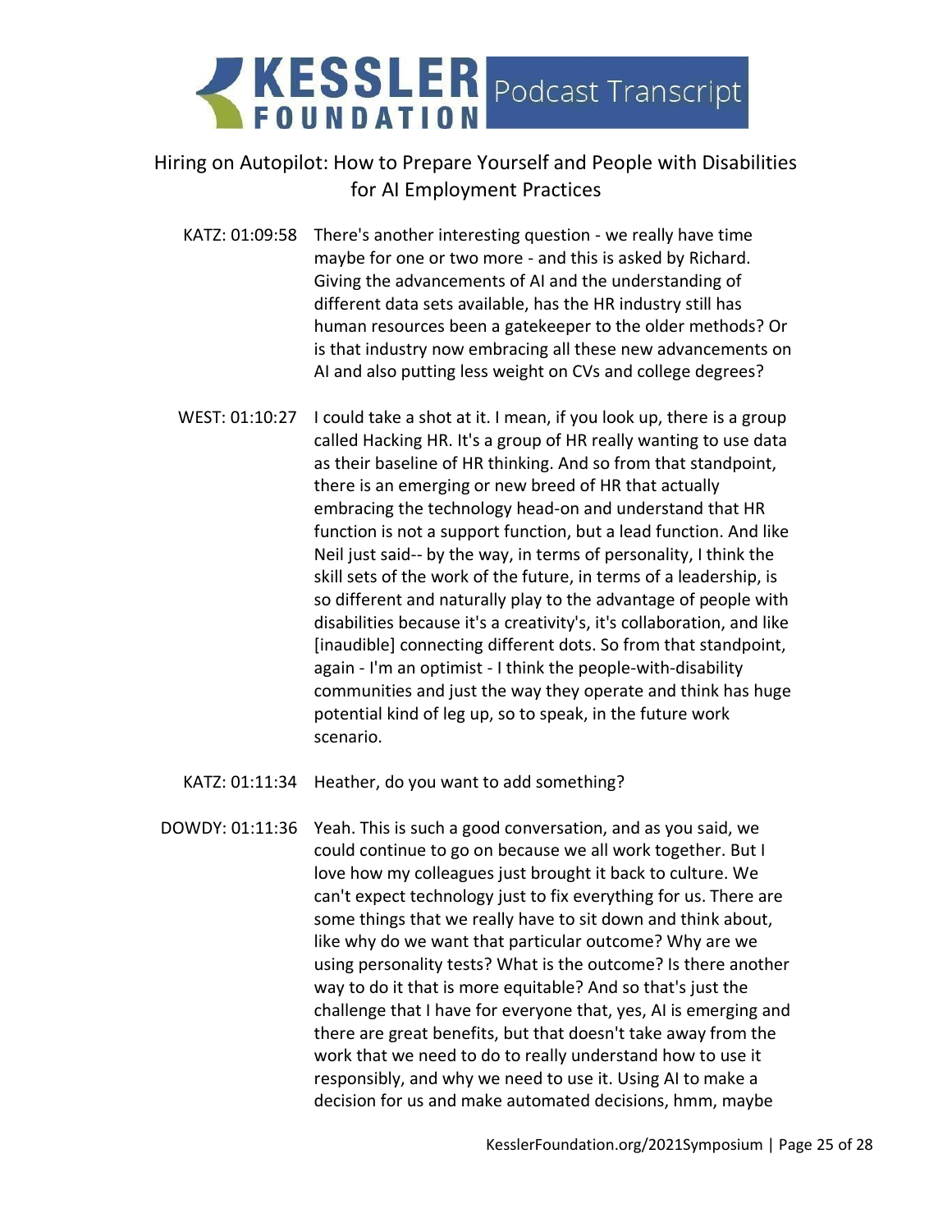KATZ: 01:09:58 There's another interesting question - we really have time maybe for one or two more - and this is asked by Richard. Giving the advancements of AI and the understanding of different data sets available, has the HR industry still has human resources been a gatekeeper to the older methods? Or is that industry now embracing all these new advancements on AI and also putting less weight on CVs and college degrees?

WEST: 01:10:27 I could take a shot at it. I mean, if you look up, there is a group called Hacking HR. It's a group of HR really wanting to use data as their baseline of HR thinking. And so from that standpoint, there is an emerging or new breed of HR that actually embracing the technology head-on and understand that HR function is not a support function, but a lead function. And like Neil just said-- by the way, in terms of personality, I think the skill sets of the work of the future, in terms of a leadership, is so different and naturally play to the advantage of people with disabilities because it's a creativity's, it's collaboration, and like [inaudible] connecting different dots. So from that standpoint, again - I'm an optimist - I think the people-with-disability communities and just the way they operate and think has huge potential kind of leg up, so to speak, in the future work scenario.

KATZ: 01:11:34 Heather, do you want to add something?

DOWDY: 01:11:36 Yeah. This is such a good conversation, and as you said, we could continue to go on because we all work together. But I love how my colleagues just brought it back to culture. We can't expect technology just to fix everything for us. There are some things that we really have to sit down and think about, like why do we want that particular outcome? Why are we using personality tests? What is the outcome? Is there another way to do it that is more equitable? And so that's just the challenge that I have for everyone that, yes, AI is emerging and there are great benefits, but that doesn't take away from the work that we need to do to really understand how to use it responsibly, and why we need to use it. Using AI to make a decision for us and make automated decisions, hmm, maybe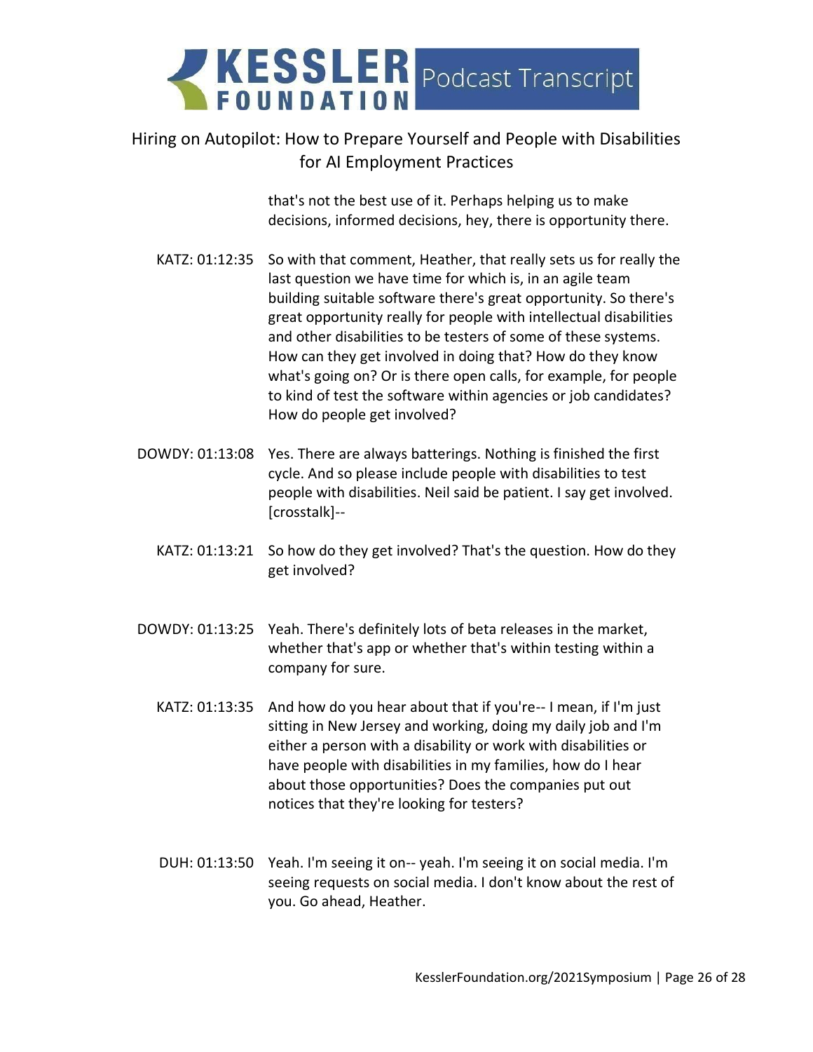that's not the best use of it. Perhaps helping us to make decisions, informed decisions, hey, there is opportunity there.

KATZ: 01:12:35 So with that comment, Heather, that really sets us for really the last question we have time for which is, in an agile team building suitable software there's great opportunity. So there's great opportunity really for people with intellectual disabilities and other disabilities to be testers of some of these systems. How can they get involved in doing that? How do they know what's going on? Or is there open calls, for example, for people to kind of test the software within agencies or job candidates? How do people get involved?

DOWDY: 01:13:08 Yes. There are always batterings. Nothing is finished the first cycle. And so please include people with disabilities to test people with disabilities. Neil said be patient. I say get involved. [crosstalk]--

KATZ: 01:13:21 So how do they get involved? That's the question. How do they get involved?

DOWDY: 01:13:25 Yeah. There's definitely lots of beta releases in the market, whether that's app or whether that's within testing within a company for sure.

KATZ: 01:13:35 And how do you hear about that if you're-- I mean, if I'm just sitting in New Jersey and working, doing my daily job and I'm either a person with a disability or work with disabilities or have people with disabilities in my families, how do I hear about those opportunities? Does the companies put out notices that they're looking for testers?

DUH: 01:13:50 Yeah. I'm seeing it on-- yeah. I'm seeing it on social media. I'm seeing requests on social media. I don't know about the rest of you. Go ahead, Heather.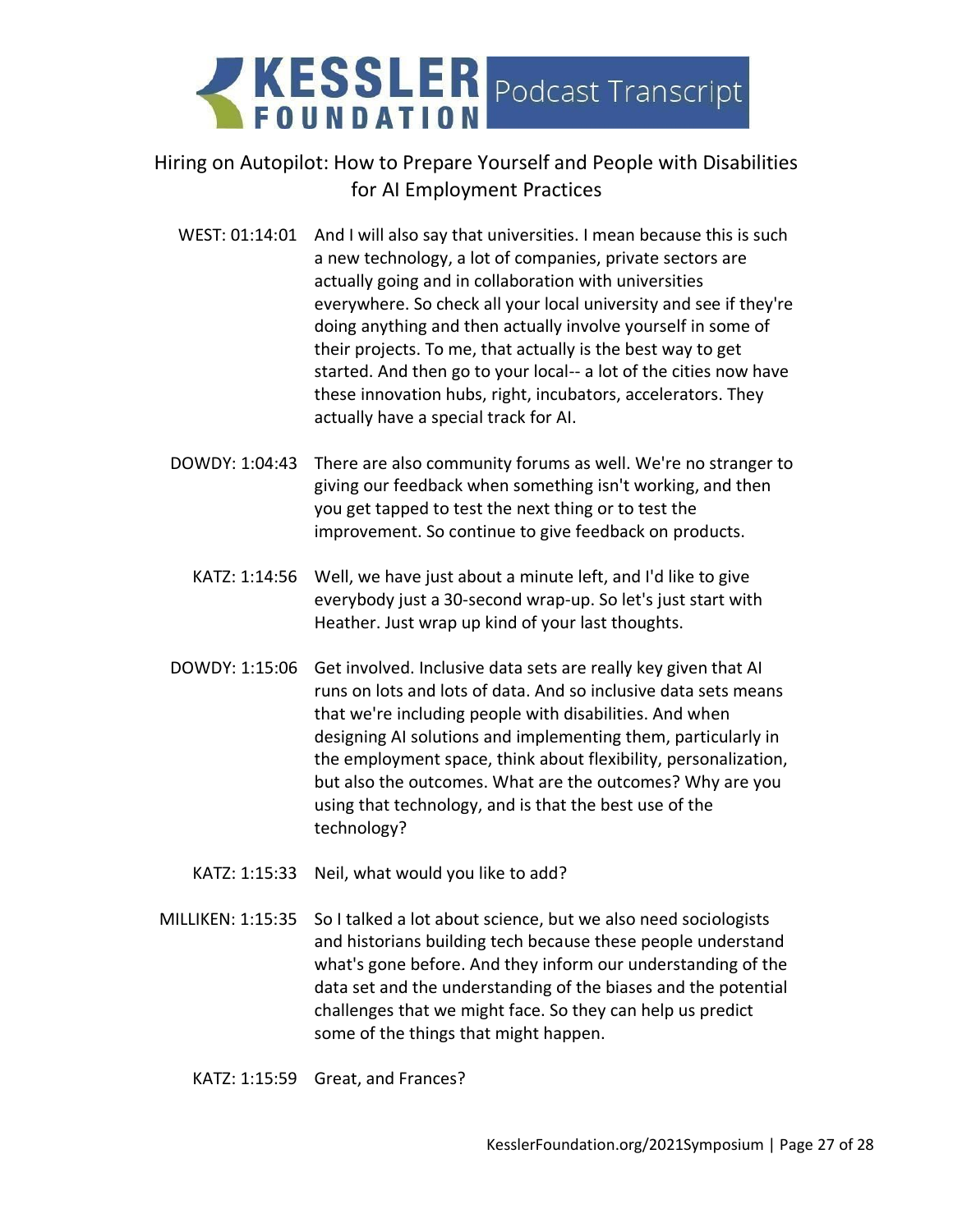WEST: 01:14:01 And I will also say that universities. I mean because this is such a new technology, a lot of companies, private sectors are actually going and in collaboration with universities everywhere. So check all your local university and see if they're doing anything and then actually involve yourself in some of their projects. To me, that actually is the best way to get started. And then go to your local-- a lot of the cities now have these innovation hubs, right, incubators, accelerators. They actually have a special track for AI.

DOWDY: 1:04:43 There are also community forums as well. We're no stranger to giving our feedback when something isn't working, and then you get tapped to test the next thing or to test the improvement. So continue to give feedback on products.

KATZ: 1:14:56 Well, we have just about a minute left, and I'd like to give everybody just a 30-second wrap-up. So let's just start with Heather. Just wrap up kind of your last thoughts.

DOWDY: 1:15:06 Get involved. Inclusive data sets are really key given that AI runs on lots and lots of data. And so inclusive data sets means that we're including people with disabilities. And when designing AI solutions and implementing them, particularly in the employment space, think about flexibility, personalization, but also the outcomes. What are the outcomes? Why are you using that technology, and is that the best use of the technology?

KATZ: 1:15:33 Neil, what would you like to add?

MILLIKEN: 1:15:35 So I talked a lot about science, but we also need sociologists and historians building tech because these people understand what's gone before. And they inform our understanding of the data set and the understanding of the biases and the potential challenges that we might face. So they can help us predict some of the things that might happen.

KATZ: 1:15:59 Great, and Frances?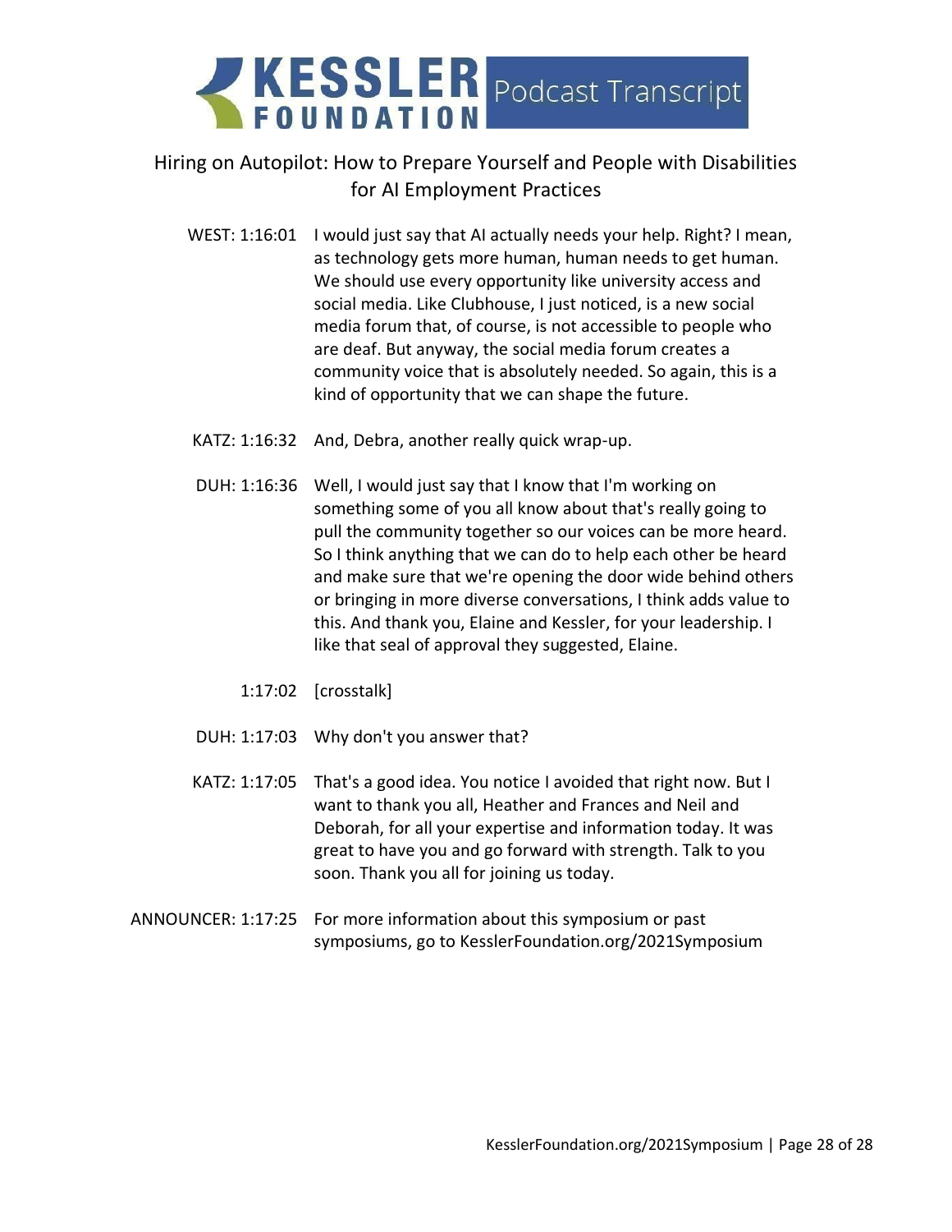Hiring on Autopilot: How to Prepare Yourself and People with Disabilities for AI Employment Practices

WEST: 1:16:01 I would just say that AI actually needs your help. Right? I mean, as technology gets more human, human needs to get human. We should use every opportunity like university access and social media. Like Clubhouse, I just noticed, is a new social media forum that, of course, is not accessible to people who are deaf. But anyway, the social media forum creates a community voice that is absolutely needed. So again, this is a kind of opportunity that we can shape the future.

KATZ: 1:16:32 And, Debra, another really quick wrap-up.

DUH: 1:16:36 Well, I would just say that I know that I'm working on something some of you all know about that's really going to pull the community together so our voices can be more heard. So I think anything that we can do to help each other be heard and make sure that we're opening the door wide behind others or bringing in more diverse conversations, I think adds value to this. And thank you, Elaine and Kessler, for your leadership. I like that seal of approval they suggested, Elaine.

1:17:02 [crosstalk]

DUH: 1:17:03 Why don't you answer that?

KATZ: 1:17:05 That's a good idea. You notice I avoided that right now. But I want to thank you all, Heather and Frances and Neil and Deborah, for all your expertise and information today. It was great to have you and go forward with strength. Talk to you soon. Thank you all for joining us today.

ANNOUNCER: 1:17:25 For more information about this symposium or past symposiums, go to KesslerFoundation.org/2021Symposium